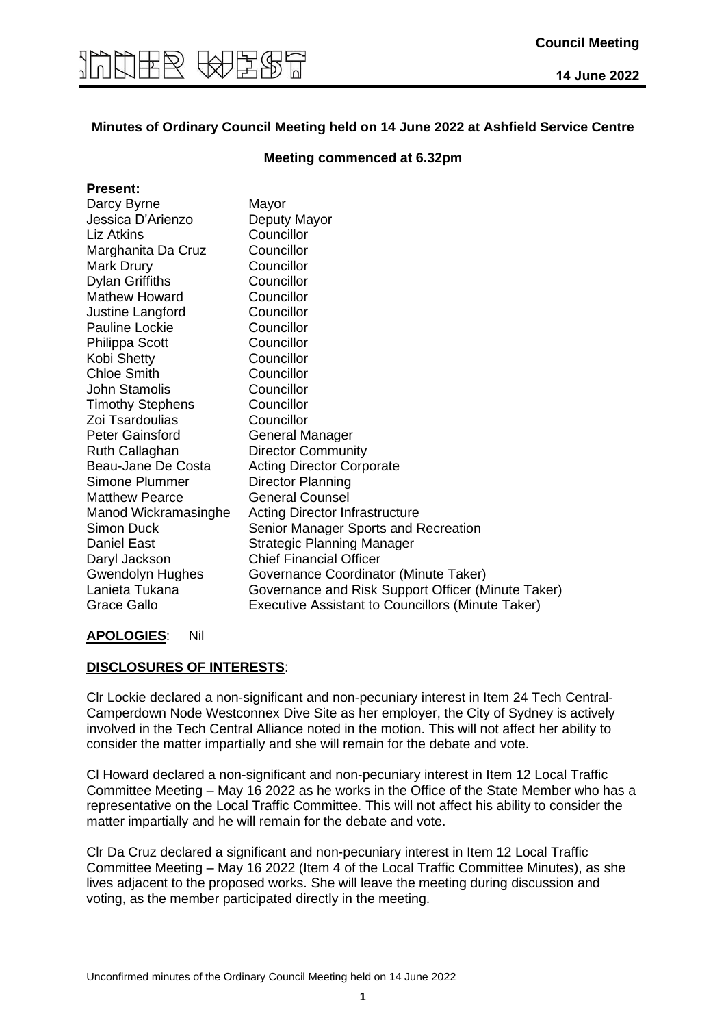## Minutes of Ordinary Council Meeting held on 14 June 2022 at Ashfield Service Centre

**Meeting commenced at 6.32pm**

**Present:**

| | |
|---|---|
| Darcy Byrne | Mayor |
| Jessica D'Arienzo | Deputy Mayor |
| Liz Atkins | Councillor |
| Marghanita Da Cruz | Councillor |
| Mark Drury | Councillor |
| Dylan Griffiths | Councillor |
| Mathew Howard | Councillor |
| Justine Langford | Councillor |
| Pauline Lockie | Councillor |
| Philippa Scott | Councillor |
| Kobi Shetty | Councillor |
| Chloe Smith | Councillor |
| John Stamolis | Councillor |
| Timothy Stephens | Councillor |
| Zoi Tsardoulias | Councillor |
| Peter Gainsford | General Manager |
| Ruth Callaghan | Director Community |
| Beau-Jane De Costa | Acting Director Corporate |
| Simone Plummer | Director Planning |
| Matthew Pearce | General Counsel |
| Manod Wickramasinghe | Acting Director Infrastructure |
| Simon Duck | Senior Manager Sports and Recreation |
| Daniel East | Strategic Planning Manager |
| Daryl Jackson | Chief Financial Officer |
| Gwendolyn Hughes | Governance Coordinator (Minute Taker) |
| Lanieta Tukana | Governance and Risk Support Officer (Minute Taker) |
| Grace Gallo | Executive Assistant to Councillors (Minute Taker) |

**APOLOGIES**: Nil

**DISCLOSURES OF INTERESTS**:

Clr Lockie declared a non-significant and non-pecuniary interest in Item 24 Tech Central-Camperdown Node Westconnex Dive Site as her employer, the City of Sydney is actively involved in the Tech Central Alliance noted in the motion. This will not affect her ability to consider the matter impartially and she will remain for the debate and vote.

Cl Howard declared a non-significant and non-pecuniary interest in Item 12 Local Traffic Committee Meeting – May 16 2022 as he works in the Office of the State Member who has a representative on the Local Traffic Committee. This will not affect his ability to consider the matter impartially and he will remain for the debate and vote.

Clr Da Cruz declared a significant and non-pecuniary interest in Item 12 Local Traffic Committee Meeting – May 16 2022 (Item 4 of the Local Traffic Committee Minutes), as she lives adjacent to the proposed works. She will leave the meeting during discussion and voting, as the member participated directly in the meeting.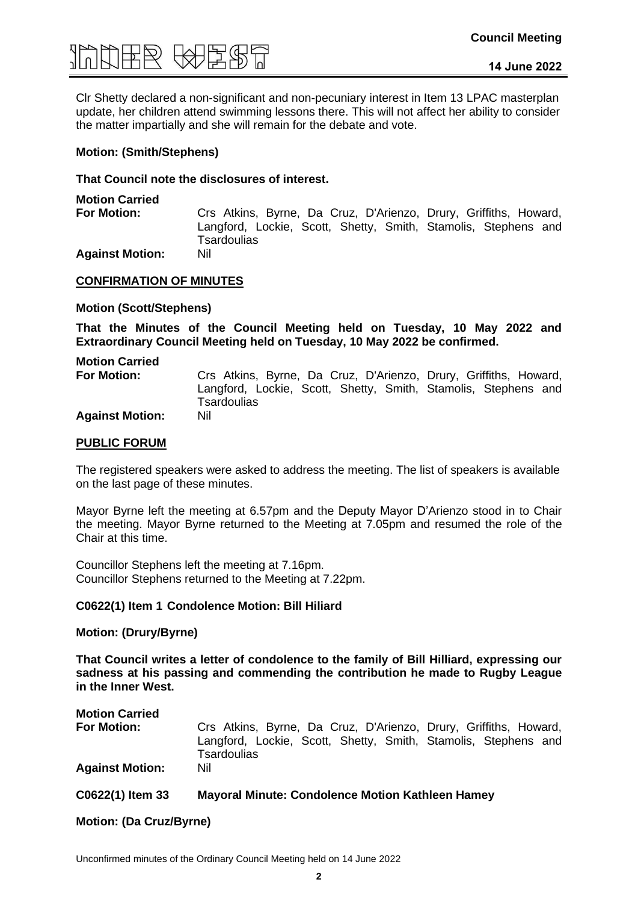Clr Shetty declared a non-significant and non-pecuniary interest in Item 13 LPAC masterplan update, her children attend swimming lessons there. This will not affect her ability to consider the matter impartially and she will remain for the debate and vote.

**Motion: (Smith/Stephens)**

**That Council note the disclosures of interest.**

**Motion Carried**

**For Motion:** Crs Atkins, Byrne, Da Cruz, D'Arienzo, Drury, Griffiths, Howard, Langford, Lockie, Scott, Shetty, Smith, Stamolis, Stephens and Tsardoulias

**Against Motion:** Nil

**CONFIRMATION OF MINUTES**

**Motion (Scott/Stephens)**

**That the Minutes of the Council Meeting held on Tuesday, 10 May 2022 and Extraordinary Council Meeting held on Tuesday, 10 May 2022 be confirmed.**

**Motion Carried**

**For Motion:** Crs Atkins, Byrne, Da Cruz, D'Arienzo, Drury, Griffiths, Howard, Langford, Lockie, Scott, Shetty, Smith, Stamolis, Stephens and Tsardoulias

**Against Motion:** Nil

**PUBLIC FORUM**

The registered speakers were asked to address the meeting. The list of speakers is available on the last page of these minutes.

Mayor Byrne left the meeting at 6.57pm and the Deputy Mayor D'Arienzo stood in to Chair the meeting. Mayor Byrne returned to the Meeting at 7.05pm and resumed the role of the Chair at this time.

Councillor Stephens left the meeting at 7.16pm.
Councillor Stephens returned to the Meeting at 7.22pm.

**C0622(1) Item 1 Condolence Motion: Bill Hiliard**

**Motion: (Drury/Byrne)**

**That Council writes a letter of condolence to the family of Bill Hilliard, expressing our sadness at his passing and commending the contribution he made to Rugby League in the Inner West.**

**Motion Carried**

**For Motion:** Crs Atkins, Byrne, Da Cruz, D'Arienzo, Drury, Griffiths, Howard, Langford, Lockie, Scott, Shetty, Smith, Stamolis, Stephens and Tsardoulias

**Against Motion:** Nil

**C0622(1) Item 33 Mayoral Minute: Condolence Motion Kathleen Hamey**

**Motion: (Da Cruz/Byrne)**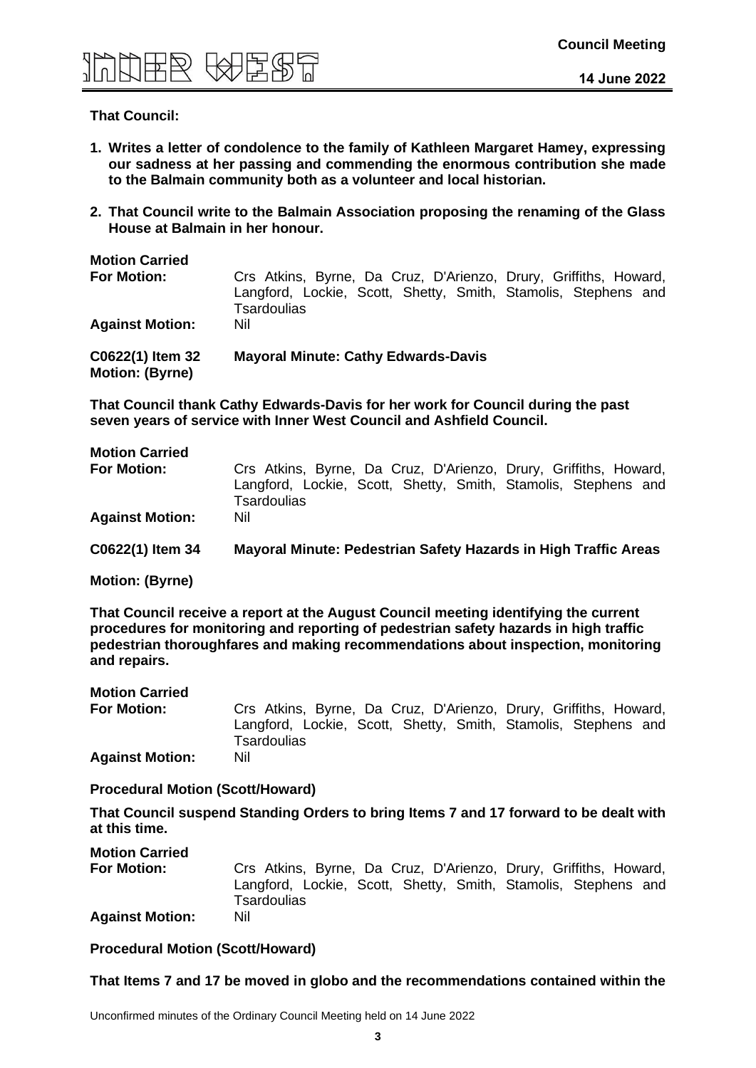**That Council:**

1. **Writes a letter of condolence to the family of Kathleen Margaret Hamey, expressing our sadness at her passing and commending the enormous contribution she made to the Balmain community both as a volunteer and local historian.**

2. **That Council write to the Balmain Association proposing the renaming of the Glass House at Balmain in her honour.**

**Motion Carried**

**For Motion:** Crs Atkins, Byrne, Da Cruz, D'Arienzo, Drury, Griffiths, Howard, Langford, Lockie, Scott, Shetty, Smith, Stamolis, Stephens and Tsardoulias

**Against Motion:** Nil

**C0622(1) Item 32 Mayoral Minute: Cathy Edwards-Davis**
**Motion: (Byrne)**

**That Council thank Cathy Edwards-Davis for her work for Council during the past seven years of service with Inner West Council and Ashfield Council.**

**Motion Carried**

**For Motion:** Crs Atkins, Byrne, Da Cruz, D'Arienzo, Drury, Griffiths, Howard, Langford, Lockie, Scott, Shetty, Smith, Stamolis, Stephens and Tsardoulias

**Against Motion:** Nil

**C0622(1) Item 34 Mayoral Minute: Pedestrian Safety Hazards in High Traffic Areas**

**Motion: (Byrne)**

**That Council receive a report at the August Council meeting identifying the current procedures for monitoring and reporting of pedestrian safety hazards in high traffic pedestrian thoroughfares and making recommendations about inspection, monitoring and repairs.**

**Motion Carried**

**For Motion:** Crs Atkins, Byrne, Da Cruz, D'Arienzo, Drury, Griffiths, Howard, Langford, Lockie, Scott, Shetty, Smith, Stamolis, Stephens and Tsardoulias

**Against Motion:** Nil

**Procedural Motion (Scott/Howard)**

**That Council suspend Standing Orders to bring Items 7 and 17 forward to be dealt with at this time.**

**Motion Carried**

**For Motion:** Crs Atkins, Byrne, Da Cruz, D'Arienzo, Drury, Griffiths, Howard, Langford, Lockie, Scott, Shetty, Smith, Stamolis, Stephens and Tsardoulias

**Against Motion:** Nil

**Procedural Motion (Scott/Howard)**

**That Items 7 and 17 be moved in globo and the recommendations contained within the**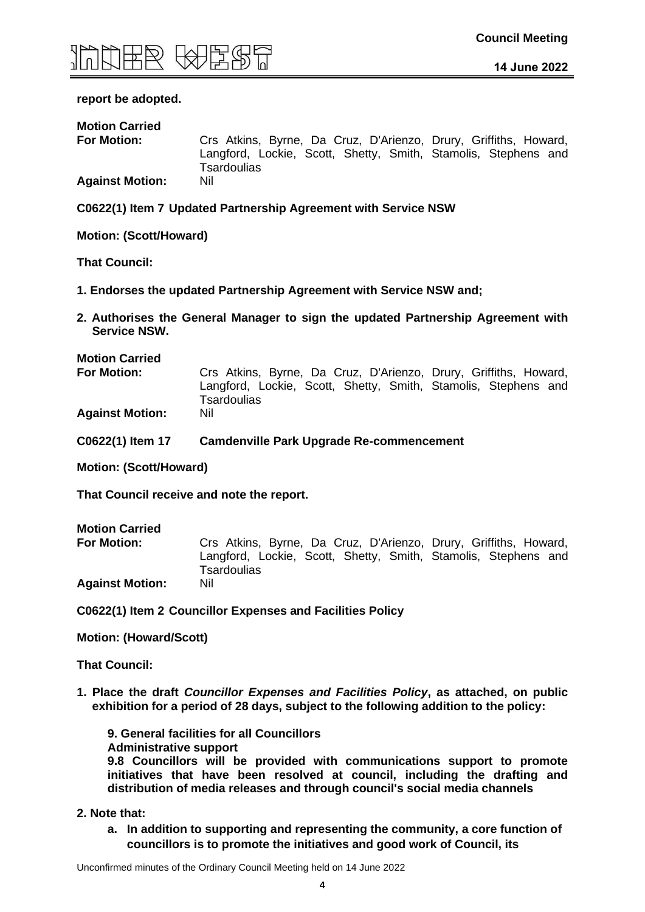**report be adopted.**

**Motion Carried**

**For Motion:** Crs Atkins, Byrne, Da Cruz, D'Arienzo, Drury, Griffiths, Howard, Langford, Lockie, Scott, Shetty, Smith, Stamolis, Stephens and Tsardoulias

**Against Motion:** Nil

**C0622(1) Item 7 Updated Partnership Agreement with Service NSW**

**Motion: (Scott/Howard)**

**That Council:**

1. **Endorses the updated Partnership Agreement with Service NSW and;**
2. **Authorises the General Manager to sign the updated Partnership Agreement with Service NSW.**

**Motion Carried**

**For Motion:** Crs Atkins, Byrne, Da Cruz, D'Arienzo, Drury, Griffiths, Howard, Langford, Lockie, Scott, Shetty, Smith, Stamolis, Stephens and Tsardoulias

**Against Motion:** Nil

**C0622(1) Item 17 Camdenville Park Upgrade Re-commencement**

**Motion: (Scott/Howard)**

**That Council receive and note the report.**

**Motion Carried**

**For Motion:** Crs Atkins, Byrne, Da Cruz, D'Arienzo, Drury, Griffiths, Howard, Langford, Lockie, Scott, Shetty, Smith, Stamolis, Stephens and Tsardoulias

**Against Motion:** Nil

**C0622(1) Item 2 Councillor Expenses and Facilities Policy**

**Motion: (Howard/Scott)**

**That Council:**

1. **Place the draft *Councillor Expenses and Facilities Policy*, as attached, on public exhibition for a period of 28 days, subject to the following addition to the policy:**

   **9. General facilities for all Councillors**
   **Administrative support**
   **9.8 Councillors will be provided with communications support to promote initiatives that have been resolved at council, including the drafting and distribution of media releases and through council's social media channels**

2. **Note that:**
   a. **In addition to supporting and representing the community, a core function of councillors is to promote the initiatives and good work of Council, its**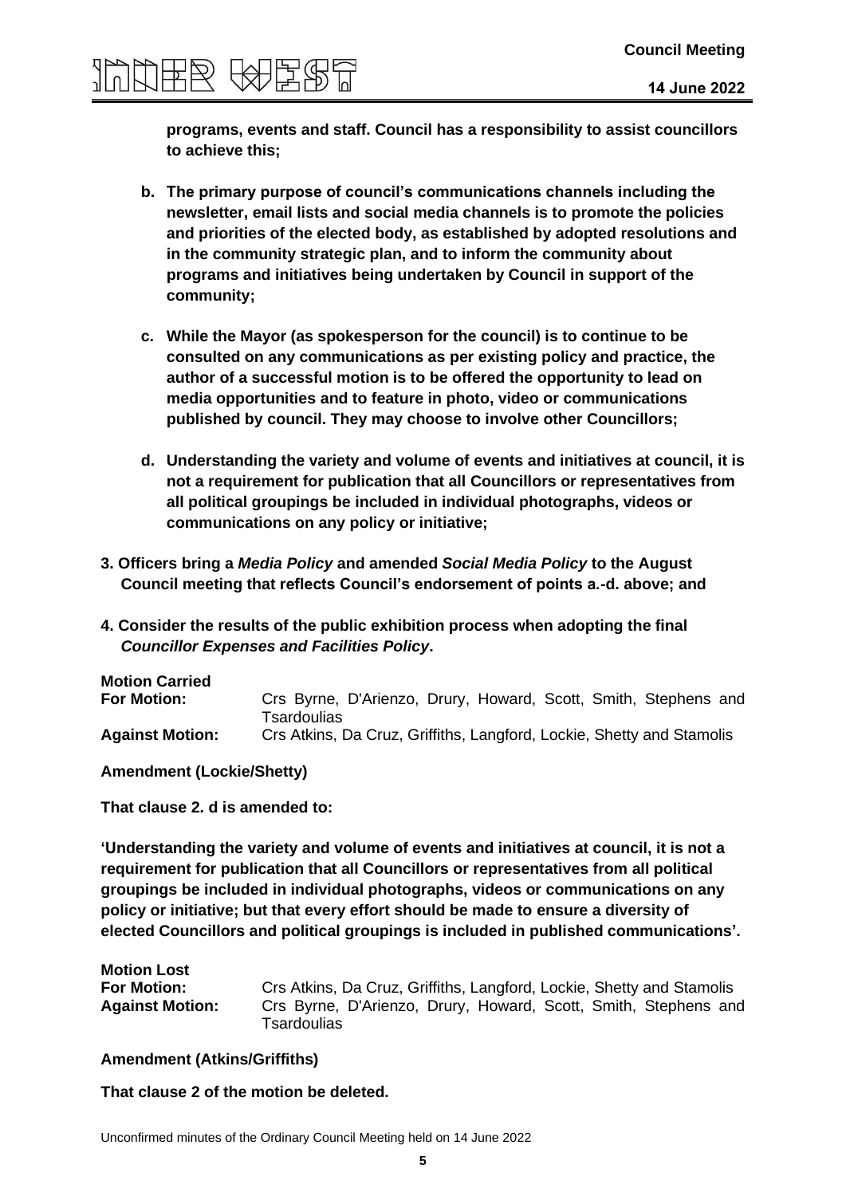**programs, events and staff. Council has a responsibility to assist councillors to achieve this;**

- **b. The primary purpose of council's communications channels including the newsletter, email lists and social media channels is to promote the policies and priorities of the elected body, as established by adopted resolutions and in the community strategic plan, and to inform the community about programs and initiatives being undertaken by Council in support of the community;**

- **c. While the Mayor (as spokesperson for the council) is to continue to be consulted on any communications as per existing policy and practice, the author of a successful motion is to be offered the opportunity to lead on media opportunities and to feature in photo, video or communications published by council. They may choose to involve other Councillors;**

- **d. Understanding the variety and volume of events and initiatives at council, it is not a requirement for publication that all Councillors or representatives from all political groupings be included in individual photographs, videos or communications on any policy or initiative;**

**3. Officers bring a *Media Policy* and amended *Social Media Policy* to the August Council meeting that reflects Council's endorsement of points a.-d. above; and**

**4. Consider the results of the public exhibition process when adopting the final *Councillor Expenses and Facilities Policy*.**

**Motion Carried**

**For Motion:** Crs Byrne, D'Arienzo, Drury, Howard, Scott, Smith, Stephens and Tsardoulias

**Against Motion:** Crs Atkins, Da Cruz, Griffiths, Langford, Lockie, Shetty and Stamolis

**Amendment (Lockie/Shetty)**

**That clause 2. d is amended to:**

**'Understanding the variety and volume of events and initiatives at council, it is not a requirement for publication that all Councillors or representatives from all political groupings be included in individual photographs, videos or communications on any policy or initiative; but that every effort should be made to ensure a diversity of elected Councillors and political groupings is included in published communications'.**

**Motion Lost**

**For Motion:** Crs Atkins, Da Cruz, Griffiths, Langford, Lockie, Shetty and Stamolis

**Against Motion:** Crs Byrne, D'Arienzo, Drury, Howard, Scott, Smith, Stephens and Tsardoulias

**Amendment (Atkins/Griffiths)**

**That clause 2 of the motion be deleted.**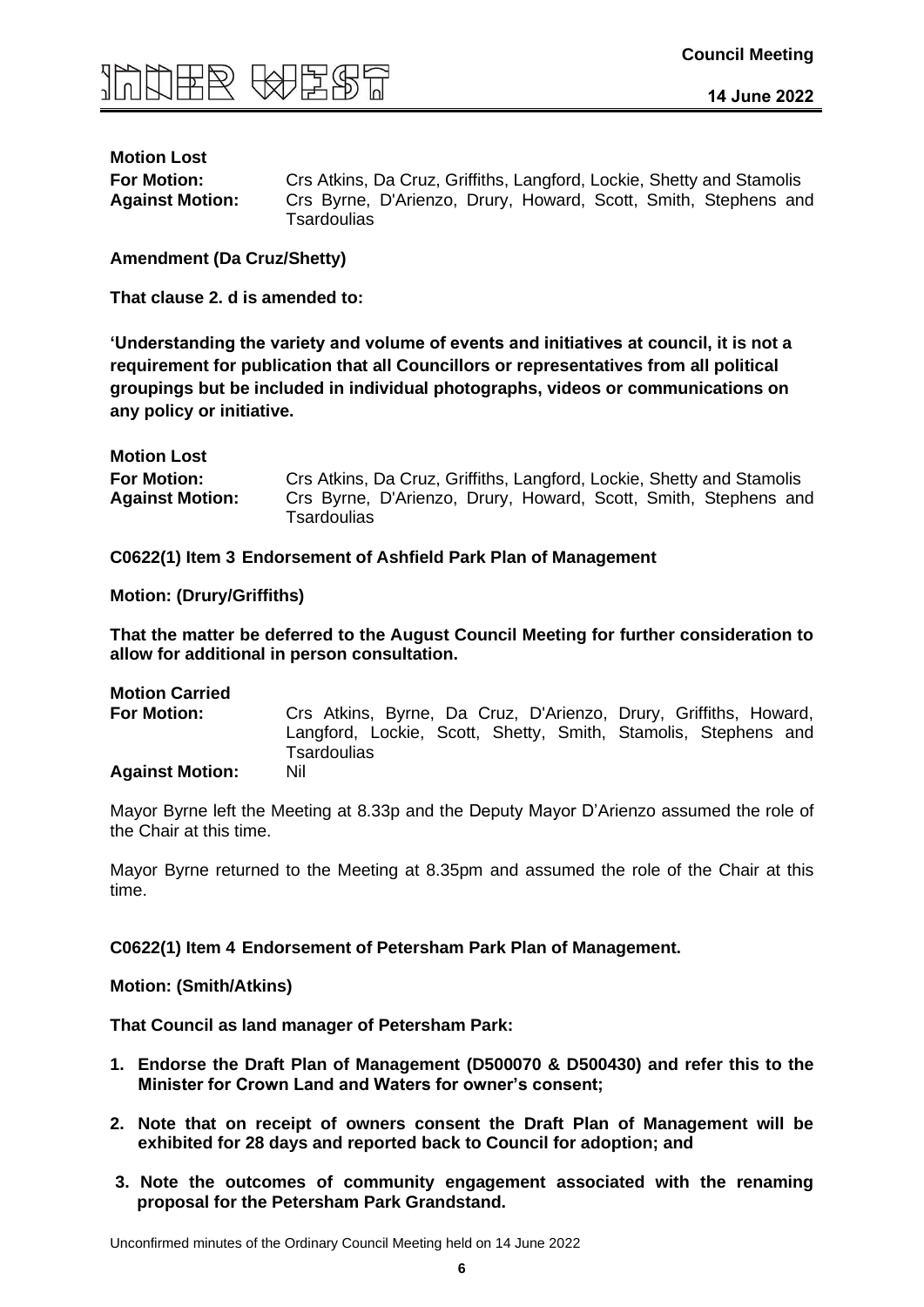**Motion Lost**

| | |
|---|---|
| **For Motion:** | Crs Atkins, Da Cruz, Griffiths, Langford, Lockie, Shetty and Stamolis |
| **Against Motion:** | Crs Byrne, D'Arienzo, Drury, Howard, Scott, Smith, Stephens and Tsardoulias |

**Amendment (Da Cruz/Shetty)**

**That clause 2. d is amended to:**

**'Understanding the variety and volume of events and initiatives at council, it is not a requirement for publication that all Councillors or representatives from all political groupings but be included in individual photographs, videos or communications on any policy or initiative.**

**Motion Lost**

| | |
|---|---|
| **For Motion:** | Crs Atkins, Da Cruz, Griffiths, Langford, Lockie, Shetty and Stamolis |
| **Against Motion:** | Crs Byrne, D'Arienzo, Drury, Howard, Scott, Smith, Stephens and Tsardoulias |

**C0622(1) Item 3 Endorsement of Ashfield Park Plan of Management**

**Motion: (Drury/Griffiths)**

**That the matter be deferred to the August Council Meeting for further consideration to allow for additional in person consultation.**

**Motion Carried**

| | |
|---|---|
| **For Motion:** | Crs Atkins, Byrne, Da Cruz, D'Arienzo, Drury, Griffiths, Howard, Langford, Lockie, Scott, Shetty, Smith, Stamolis, Stephens and Tsardoulias |
| **Against Motion:** | Nil |

Mayor Byrne left the Meeting at 8.33p and the Deputy Mayor D'Arienzo assumed the role of the Chair at this time.

Mayor Byrne returned to the Meeting at 8.35pm and assumed the role of the Chair at this time.

**C0622(1) Item 4 Endorsement of Petersham Park Plan of Management.**

**Motion: (Smith/Atkins)**

**That Council as land manager of Petersham Park:**

1. **Endorse the Draft Plan of Management (D500070 & D500430) and refer this to the Minister for Crown Land and Waters for owner's consent;**
2. **Note that on receipt of owners consent the Draft Plan of Management will be exhibited for 28 days and reported back to Council for adoption; and**
3. **Note the outcomes of community engagement associated with the renaming proposal for the Petersham Park Grandstand.**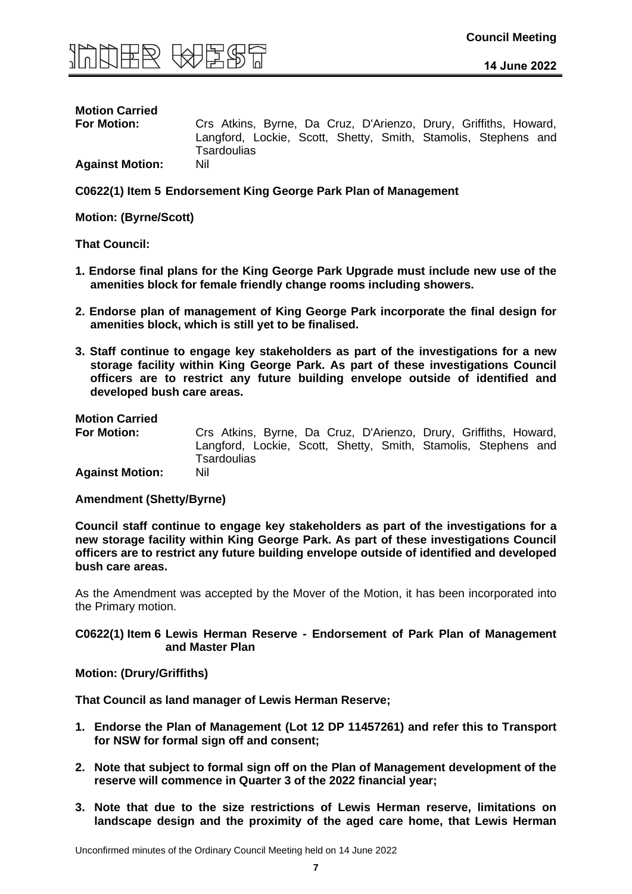**Motion Carried**

**For Motion:** Crs Atkins, Byrne, Da Cruz, D'Arienzo, Drury, Griffiths, Howard, Langford, Lockie, Scott, Shetty, Smith, Stamolis, Stephens and Tsardoulias

**Against Motion:** Nil

## C0622(1) Item 5 Endorsement King George Park Plan of Management

**Motion: (Byrne/Scott)**

**That Council:**

1. **Endorse final plans for the King George Park Upgrade must include new use of the amenities block for female friendly change rooms including showers.**
2. **Endorse plan of management of King George Park incorporate the final design for amenities block, which is still yet to be finalised.**
3. **Staff continue to engage key stakeholders as part of the investigations for a new storage facility within King George Park. As part of these investigations Council officers are to restrict any future building envelope outside of identified and developed bush care areas.**

**Motion Carried**

**For Motion:** Crs Atkins, Byrne, Da Cruz, D'Arienzo, Drury, Griffiths, Howard, Langford, Lockie, Scott, Shetty, Smith, Stamolis, Stephens and Tsardoulias

**Against Motion:** Nil

**Amendment (Shetty/Byrne)**

**Council staff continue to engage key stakeholders as part of the investigations for a new storage facility within King George Park. As part of these investigations Council officers are to restrict any future building envelope outside of identified and developed bush care areas.**

As the Amendment was accepted by the Mover of the Motion, it has been incorporated into the Primary motion.

## C0622(1) Item 6 Lewis Herman Reserve - Endorsement of Park Plan of Management and Master Plan

**Motion: (Drury/Griffiths)**

**That Council as land manager of Lewis Herman Reserve;**

1. **Endorse the Plan of Management (Lot 12 DP 11457261) and refer this to Transport for NSW for formal sign off and consent;**
2. **Note that subject to formal sign off on the Plan of Management development of the reserve will commence in Quarter 3 of the 2022 financial year;**
3. **Note that due to the size restrictions of Lewis Herman reserve, limitations on landscape design and the proximity of the aged care home, that Lewis Herman**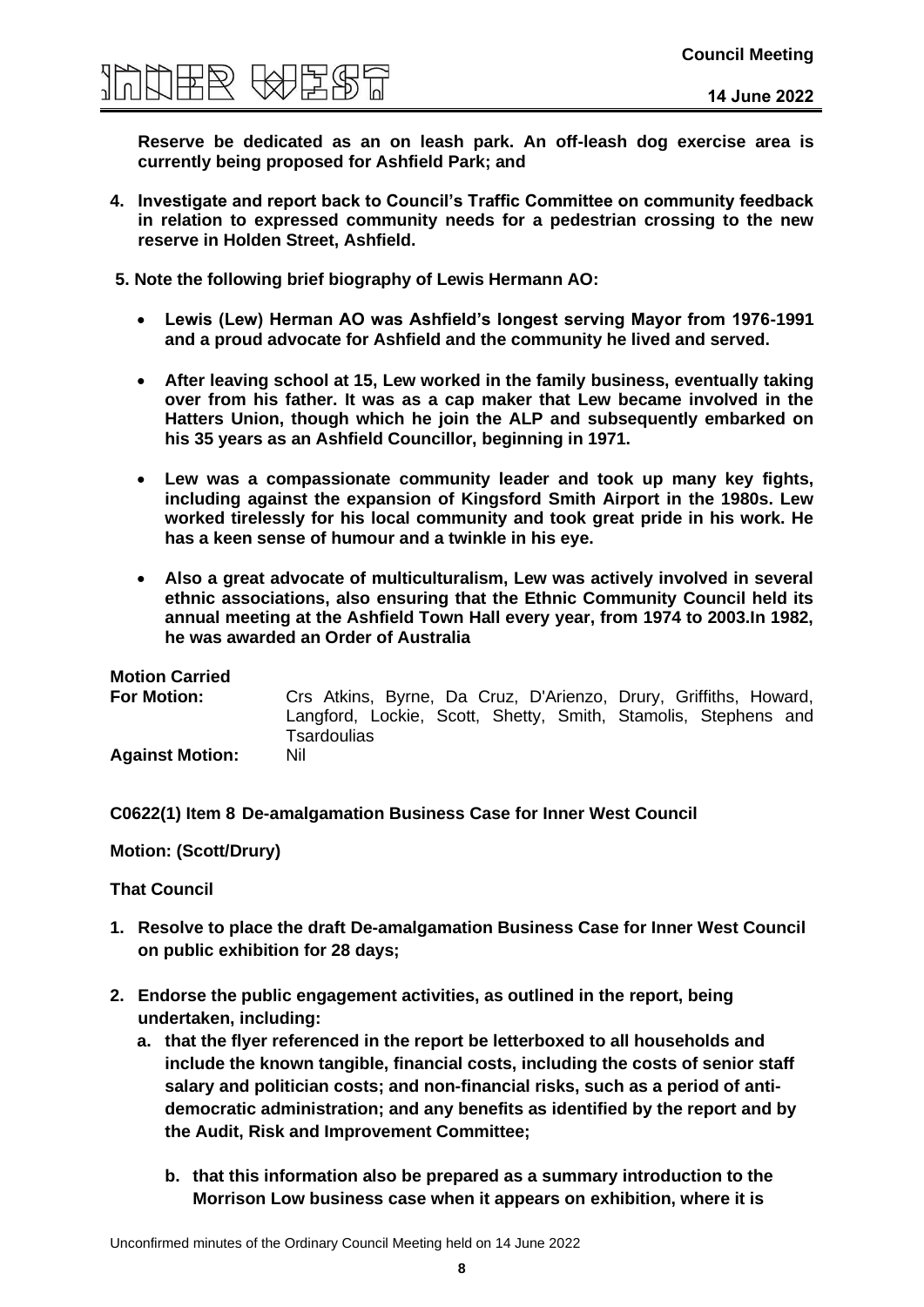**Reserve be dedicated as an on leash park. An off-leash dog exercise area is currently being proposed for Ashfield Park; and**

4. **Investigate and report back to Council's Traffic Committee on community feedback in relation to expressed community needs for a pedestrian crossing to the new reserve in Holden Street, Ashfield.**

5. **Note the following brief biography of Lewis Hermann AO:**

   - **Lewis (Lew) Herman AO was Ashfield's longest serving Mayor from 1976-1991 and a proud advocate for Ashfield and the community he lived and served.**

   - **After leaving school at 15, Lew worked in the family business, eventually taking over from his father. It was as a cap maker that Lew became involved in the Hatters Union, though which he join the ALP and subsequently embarked on his 35 years as an Ashfield Councillor, beginning in 1971.**

   - **Lew was a compassionate community leader and took up many key fights, including against the expansion of Kingsford Smith Airport in the 1980s. Lew worked tirelessly for his local community and took great pride in his work. He has a keen sense of humour and a twinkle in his eye.**

   - **Also a great advocate of multiculturalism, Lew was actively involved in several ethnic associations, also ensuring that the Ethnic Community Council held its annual meeting at the Ashfield Town Hall every year, from 1974 to 2003.In 1982, he was awarded an Order of Australia**

**Motion Carried**

**For Motion:** Crs Atkins, Byrne, Da Cruz, D'Arienzo, Drury, Griffiths, Howard, Langford, Lockie, Scott, Shetty, Smith, Stamolis, Stephens and Tsardoulias

**Against Motion:** Nil

**C0622(1) Item 8 De-amalgamation Business Case for Inner West Council**

**Motion: (Scott/Drury)**

**That Council**

1. **Resolve to place the draft De-amalgamation Business Case for Inner West Council on public exhibition for 28 days;**

2. **Endorse the public engagement activities, as outlined in the report, being undertaken, including:**
   a. **that the flyer referenced in the report be letterboxed to all households and include the known tangible, financial costs, including the costs of senior staff salary and politician costs; and non-financial risks, such as a period of anti-democratic administration; and any benefits as identified by the report and by the Audit, Risk and Improvement Committee;**

   b. **that this information also be prepared as a summary introduction to the Morrison Low business case when it appears on exhibition, where it is**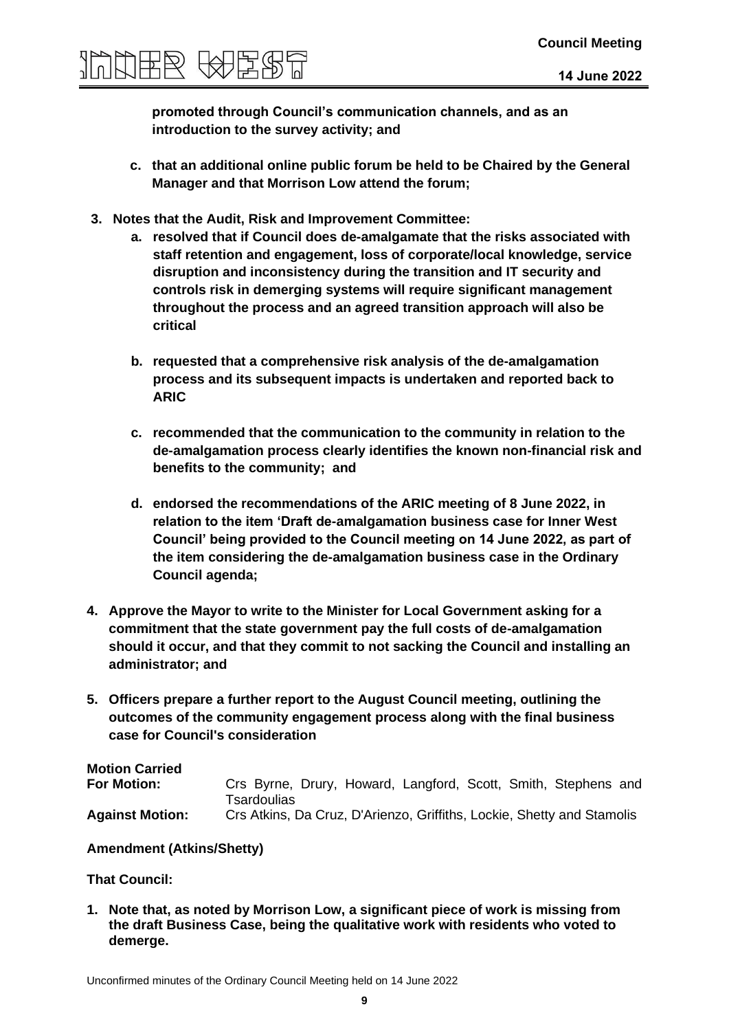**promoted through Council's communication channels, and as an introduction to the survey activity; and**

**c. that an additional online public forum be held to be Chaired by the General Manager and that Morrison Low attend the forum;**

**3. Notes that the Audit, Risk and Improvement Committee:**

**a. resolved that if Council does de-amalgamate that the risks associated with staff retention and engagement, loss of corporate/local knowledge, service disruption and inconsistency during the transition and IT security and controls risk in demerging systems will require significant management throughout the process and an agreed transition approach will also be critical**

**b. requested that a comprehensive risk analysis of the de-amalgamation process and its subsequent impacts is undertaken and reported back to ARIC**

**c. recommended that the communication to the community in relation to the de-amalgamation process clearly identifies the known non-financial risk and benefits to the community; and**

**d. endorsed the recommendations of the ARIC meeting of 8 June 2022, in relation to the item 'Draft de-amalgamation business case for Inner West Council' being provided to the Council meeting on 14 June 2022, as part of the item considering the de-amalgamation business case in the Ordinary Council agenda;**

**4. Approve the Mayor to write to the Minister for Local Government asking for a commitment that the state government pay the full costs of de-amalgamation should it occur, and that they commit to not sacking the Council and installing an administrator; and**

**5. Officers prepare a further report to the August Council meeting, outlining the outcomes of the community engagement process along with the final business case for Council's consideration**

**Motion Carried**

| | |
|---|---|
| **For Motion:** | Crs Byrne, Drury, Howard, Langford, Scott, Smith, Stephens and Tsardoulias |
| **Against Motion:** | Crs Atkins, Da Cruz, D'Arienzo, Griffiths, Lockie, Shetty and Stamolis |

**Amendment (Atkins/Shetty)**

**That Council:**

**1. Note that, as noted by Morrison Low, a significant piece of work is missing from the draft Business Case, being the qualitative work with residents who voted to demerge.**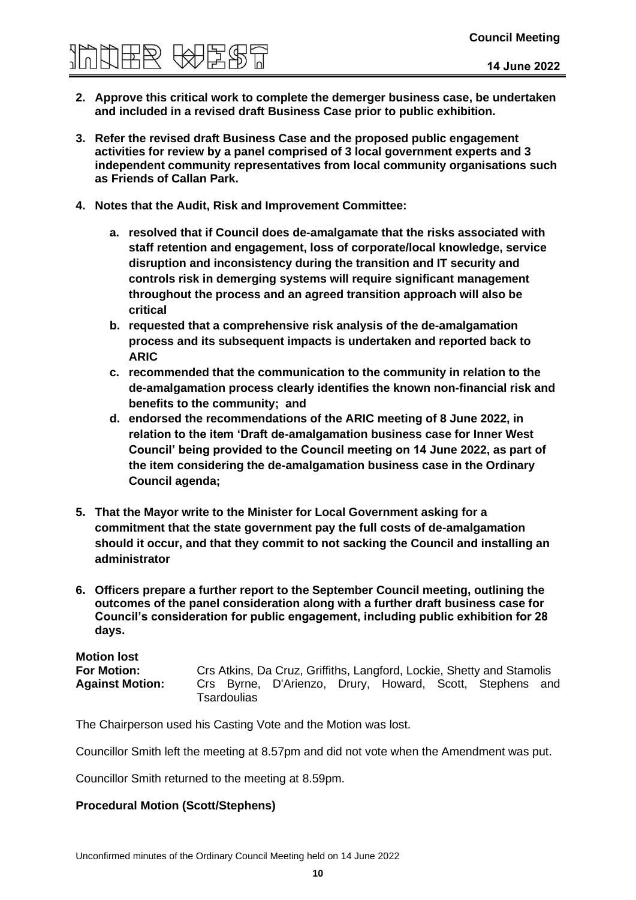2. **Approve this critical work to complete the demerger business case, be undertaken and included in a revised draft Business Case prior to public exhibition.**

3. **Refer the revised draft Business Case and the proposed public engagement activities for review by a panel comprised of 3 local government experts and 3 independent community representatives from local community organisations such as Friends of Callan Park.**

4. **Notes that the Audit, Risk and Improvement Committee:**

   a. **resolved that if Council does de-amalgamate that the risks associated with staff retention and engagement, loss of corporate/local knowledge, service disruption and inconsistency during the transition and IT security and controls risk in demerging systems will require significant management throughout the process and an agreed transition approach will also be critical**
   
   b. **requested that a comprehensive risk analysis of the de-amalgamation process and its subsequent impacts is undertaken and reported back to ARIC**
   
   c. **recommended that the communication to the community in relation to the de-amalgamation process clearly identifies the known non-financial risk and benefits to the community; and**
   
   d. **endorsed the recommendations of the ARIC meeting of 8 June 2022, in relation to the item 'Draft de-amalgamation business case for Inner West Council' being provided to the Council meeting on 14 June 2022, as part of the item considering the de-amalgamation business case in the Ordinary Council agenda;**

5. **That the Mayor write to the Minister for Local Government asking for a commitment that the state government pay the full costs of de-amalgamation should it occur, and that they commit to not sacking the Council and installing an administrator**

6. **Officers prepare a further report to the September Council meeting, outlining the outcomes of the panel consideration along with a further draft business case for Council's consideration for public engagement, including public exhibition for 28 days.**

**Motion lost**
**For Motion:** Crs Atkins, Da Cruz, Griffiths, Langford, Lockie, Shetty and Stamolis
**Against Motion:** Crs Byrne, D'Arienzo, Drury, Howard, Scott, Stephens and Tsardoulias

The Chairperson used his Casting Vote and the Motion was lost.

Councillor Smith left the meeting at 8.57pm and did not vote when the Amendment was put.

Councillor Smith returned to the meeting at 8.59pm.

**Procedural Motion (Scott/Stephens)**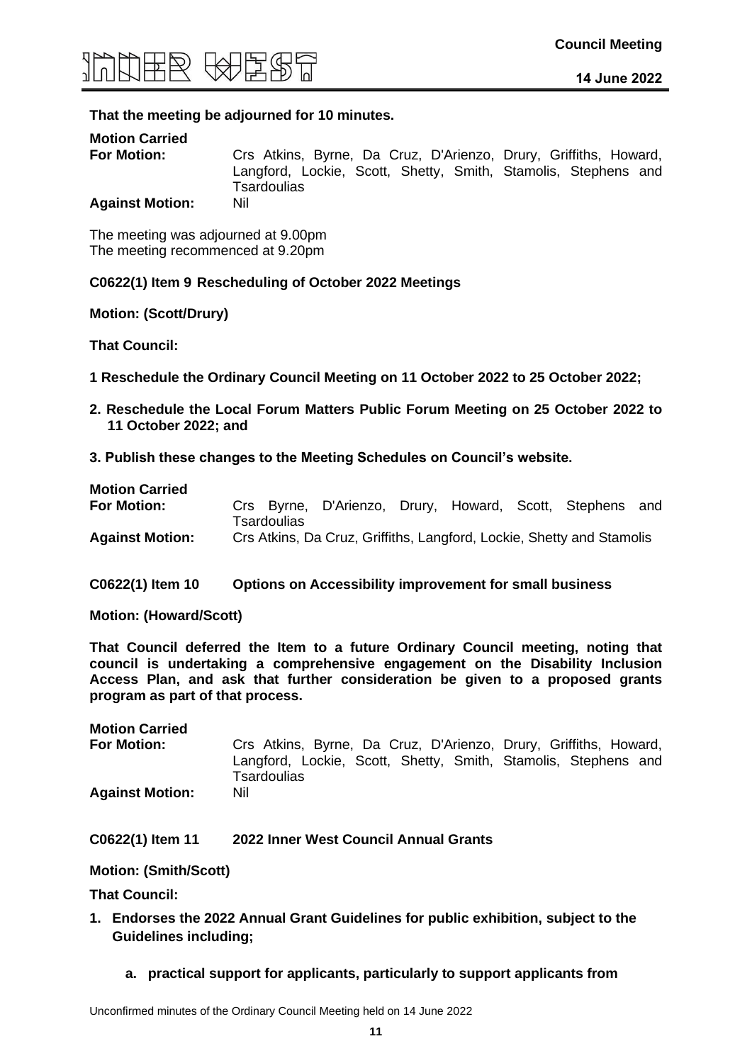**That the meeting be adjourned for 10 minutes.**

**Motion Carried**

**For Motion:** Crs Atkins, Byrne, Da Cruz, D'Arienzo, Drury, Griffiths, Howard, Langford, Lockie, Scott, Shetty, Smith, Stamolis, Stephens and Tsardoulias

**Against Motion:** Nil

The meeting was adjourned at 9.00pm
The meeting recommenced at 9.20pm

**C0622(1) Item 9 Rescheduling of October 2022 Meetings**

**Motion: (Scott/Drury)**

**That Council:**

**1 Reschedule the Ordinary Council Meeting on 11 October 2022 to 25 October 2022;**

**2. Reschedule the Local Forum Matters Public Forum Meeting on 25 October 2022 to 11 October 2022; and**

**3. Publish these changes to the Meeting Schedules on Council's website.**

**Motion Carried**

**For Motion:** Crs Byrne, D'Arienzo, Drury, Howard, Scott, Stephens and Tsardoulias

**Against Motion:** Crs Atkins, Da Cruz, Griffiths, Langford, Lockie, Shetty and Stamolis

**C0622(1) Item 10 Options on Accessibility improvement for small business**

**Motion: (Howard/Scott)**

**That Council deferred the Item to a future Ordinary Council meeting, noting that council is undertaking a comprehensive engagement on the Disability Inclusion Access Plan, and ask that further consideration be given to a proposed grants program as part of that process.**

**Motion Carried**

**For Motion:** Crs Atkins, Byrne, Da Cruz, D'Arienzo, Drury, Griffiths, Howard, Langford, Lockie, Scott, Shetty, Smith, Stamolis, Stephens and Tsardoulias

**Against Motion:** Nil

**C0622(1) Item 11 2022 Inner West Council Annual Grants**

**Motion: (Smith/Scott)**

**That Council:**

1. **Endorses the 2022 Annual Grant Guidelines for public exhibition, subject to the Guidelines including;**

   a. **practical support for applicants, particularly to support applicants from**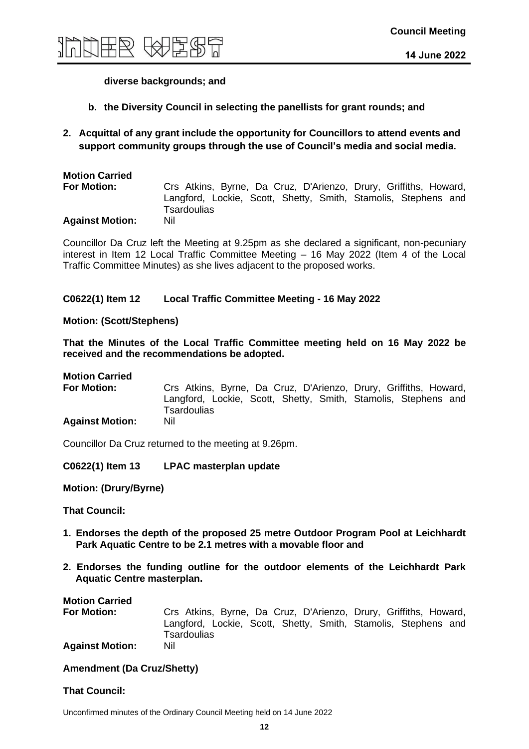**diverse backgrounds; and**

**b. the Diversity Council in selecting the panellists for grant rounds; and**

**2. Acquittal of any grant include the opportunity for Councillors to attend events and support community groups through the use of Council's media and social media.**

**Motion Carried**
**For Motion:** Crs Atkins, Byrne, Da Cruz, D'Arienzo, Drury, Griffiths, Howard, Langford, Lockie, Scott, Shetty, Smith, Stamolis, Stephens and Tsardoulias
**Against Motion:** Nil

Councillor Da Cruz left the Meeting at 9.25pm as she declared a significant, non-pecuniary interest in Item 12 Local Traffic Committee Meeting – 16 May 2022 (Item 4 of the Local Traffic Committee Minutes) as she lives adjacent to the proposed works.

**C0622(1) Item 12 Local Traffic Committee Meeting - 16 May 2022**

**Motion: (Scott/Stephens)**

**That the Minutes of the Local Traffic Committee meeting held on 16 May 2022 be received and the recommendations be adopted.**

**Motion Carried**
**For Motion:** Crs Atkins, Byrne, Da Cruz, D'Arienzo, Drury, Griffiths, Howard, Langford, Lockie, Scott, Shetty, Smith, Stamolis, Stephens and Tsardoulias
**Against Motion:** Nil

Councillor Da Cruz returned to the meeting at 9.26pm.

**C0622(1) Item 13 LPAC masterplan update**

**Motion: (Drury/Byrne)**

**That Council:**

**1. Endorses the depth of the proposed 25 metre Outdoor Program Pool at Leichhardt Park Aquatic Centre to be 2.1 metres with a movable floor and**

**2. Endorses the funding outline for the outdoor elements of the Leichhardt Park Aquatic Centre masterplan.**

**Motion Carried**
**For Motion:** Crs Atkins, Byrne, Da Cruz, D'Arienzo, Drury, Griffiths, Howard, Langford, Lockie, Scott, Shetty, Smith, Stamolis, Stephens and Tsardoulias
**Against Motion:** Nil

**Amendment (Da Cruz/Shetty)**

**That Council:**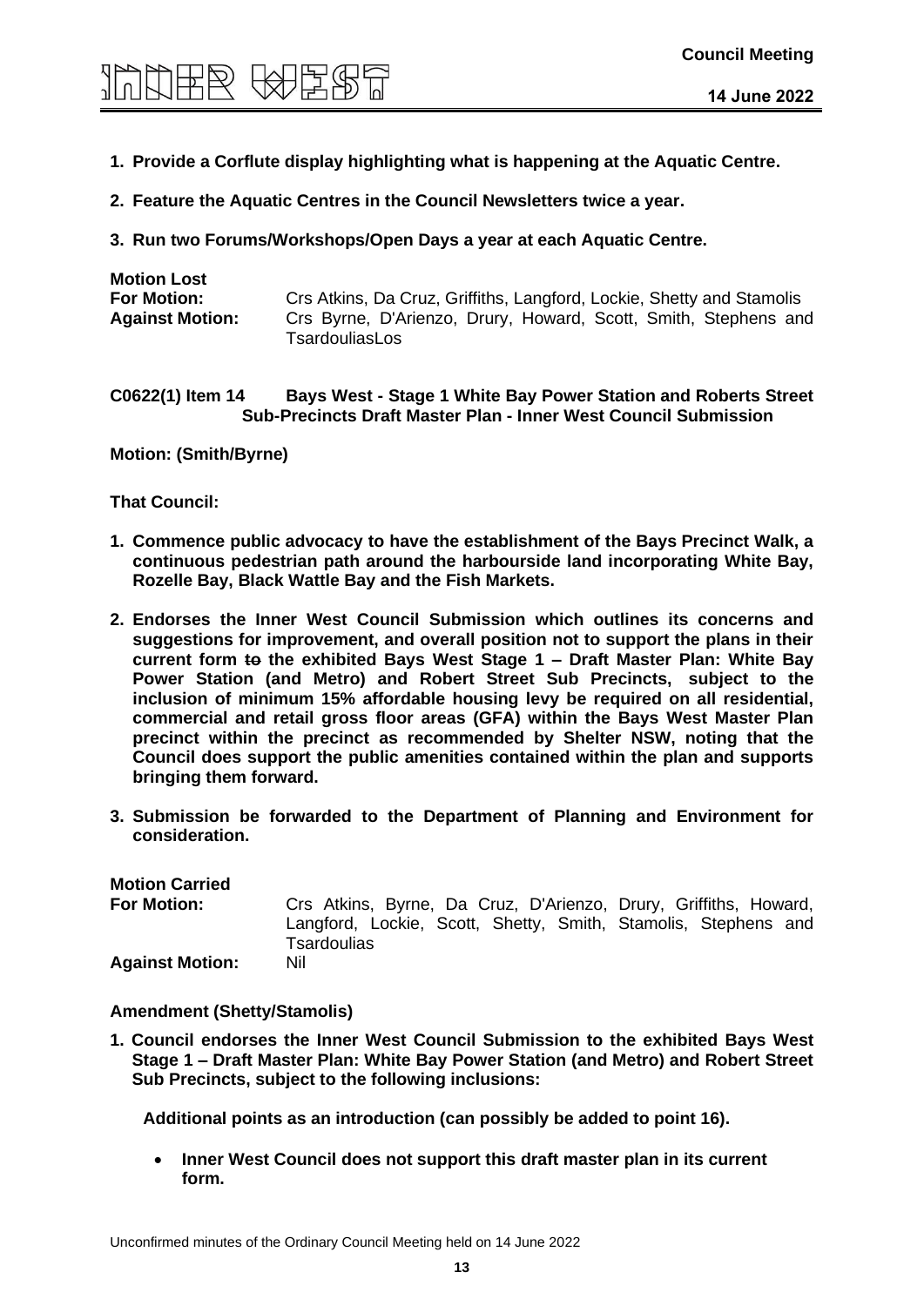1. **Provide a Corflute display highlighting what is happening at the Aquatic Centre.**

2. **Feature the Aquatic Centres in the Council Newsletters twice a year.**

3. **Run two Forums/Workshops/Open Days a year at each Aquatic Centre.**

**Motion Lost**

**For Motion:** Crs Atkins, Da Cruz, Griffiths, Langford, Lockie, Shetty and Stamolis

**Against Motion:** Crs Byrne, D'Arienzo, Drury, Howard, Scott, Smith, Stephens and TsardouliasLos

## C0622(1) Item 14 Bays West - Stage 1 White Bay Power Station and Roberts Street Sub-Precincts Draft Master Plan - Inner West Council Submission

**Motion: (Smith/Byrne)**

**That Council:**

1. **Commence public advocacy to have the establishment of the Bays Precinct Walk, a continuous pedestrian path around the harbourside land incorporating White Bay, Rozelle Bay, Black Wattle Bay and the Fish Markets.**

2. **Endorses the Inner West Council Submission which outlines its concerns and suggestions for improvement, and overall position not to support the plans in their current form ~~to~~ the exhibited Bays West Stage 1 – Draft Master Plan: White Bay Power Station (and Metro) and Robert Street Sub Precincts, subject to the inclusion of minimum 15% affordable housing levy be required on all residential, commercial and retail gross floor areas (GFA) within the Bays West Master Plan precinct within the precinct as recommended by Shelter NSW, noting that the Council does support the public amenities contained within the plan and supports bringing them forward.**

3. **Submission be forwarded to the Department of Planning and Environment for consideration.**

**Motion Carried**

**For Motion:** Crs Atkins, Byrne, Da Cruz, D'Arienzo, Drury, Griffiths, Howard, Langford, Lockie, Scott, Shetty, Smith, Stamolis, Stephens and Tsardoulias

**Against Motion:** Nil

**Amendment (Shetty/Stamolis)**

1. **Council endorses the Inner West Council Submission to the exhibited Bays West Stage 1 – Draft Master Plan: White Bay Power Station (and Metro) and Robert Street Sub Precincts, subject to the following inclusions:**

   **Additional points as an introduction (can possibly be added to point 16).**

   - **Inner West Council does not support this draft master plan in its current form.**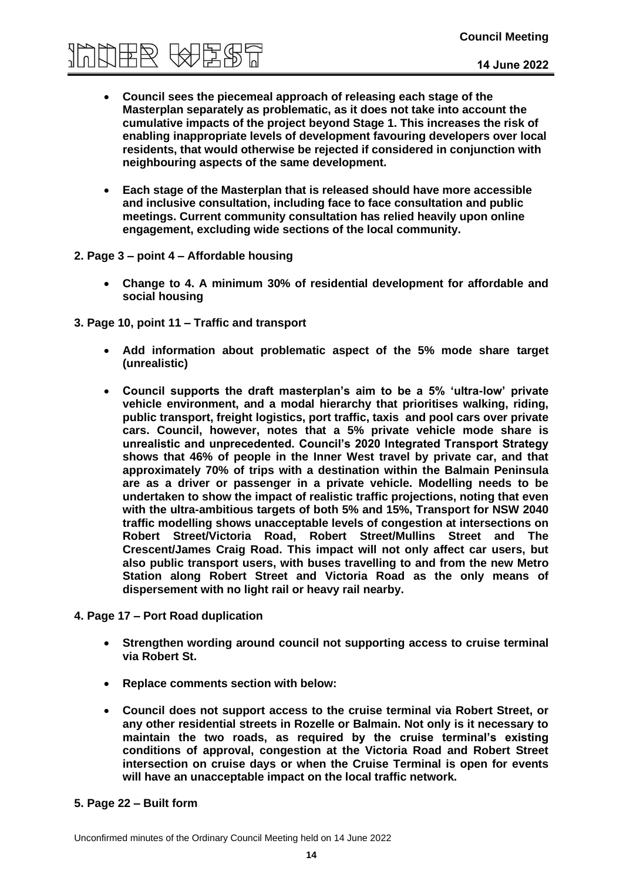- **Council sees the piecemeal approach of releasing each stage of the Masterplan separately as problematic, as it does not take into account the cumulative impacts of the project beyond Stage 1. This increases the risk of enabling inappropriate levels of development favouring developers over local residents, that would otherwise be rejected if considered in conjunction with neighbouring aspects of the same development.**

- **Each stage of the Masterplan that is released should have more accessible and inclusive consultation, including face to face consultation and public meetings. Current community consultation has relied heavily upon online engagement, excluding wide sections of the local community.**

**2. Page 3 – point 4 – Affordable housing**

- **Change to 4. A minimum 30% of residential development for affordable and social housing**

**3. Page 10, point 11 – Traffic and transport**

- **Add information about problematic aspect of the 5% mode share target (unrealistic)**

- **Council supports the draft masterplan's aim to be a 5% 'ultra-low' private vehicle environment, and a modal hierarchy that prioritises walking, riding, public transport, freight logistics, port traffic, taxis and pool cars over private cars. Council, however, notes that a 5% private vehicle mode share is unrealistic and unprecedented. Council's 2020 Integrated Transport Strategy shows that 46% of people in the Inner West travel by private car, and that approximately 70% of trips with a destination within the Balmain Peninsula are as a driver or passenger in a private vehicle. Modelling needs to be undertaken to show the impact of realistic traffic projections, noting that even with the ultra-ambitious targets of both 5% and 15%, Transport for NSW 2040 traffic modelling shows unacceptable levels of congestion at intersections on Robert Street/Victoria Road, Robert Street/Mullins Street and The Crescent/James Craig Road. This impact will not only affect car users, but also public transport users, with buses travelling to and from the new Metro Station along Robert Street and Victoria Road as the only means of dispersement with no light rail or heavy rail nearby.**

**4. Page 17 – Port Road duplication**

- **Strengthen wording around council not supporting access to cruise terminal via Robert St.**

- **Replace comments section with below:**

- **Council does not support access to the cruise terminal via Robert Street, or any other residential streets in Rozelle or Balmain. Not only is it necessary to maintain the two roads, as required by the cruise terminal's existing conditions of approval, congestion at the Victoria Road and Robert Street intersection on cruise days or when the Cruise Terminal is open for events will have an unacceptable impact on the local traffic network.**

**5. Page 22 – Built form**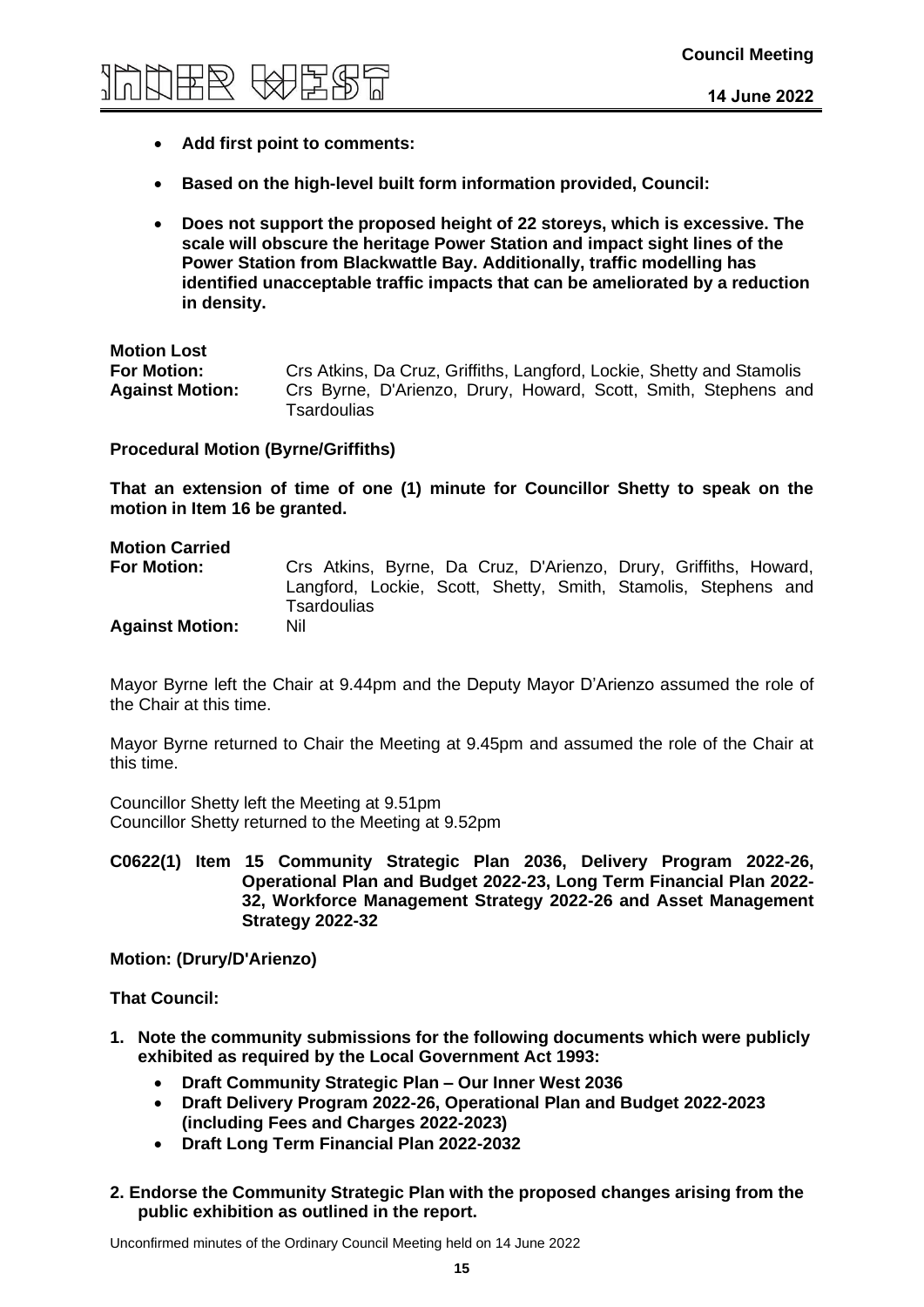- **Add first point to comments:**

- **Based on the high-level built form information provided, Council:**

- **Does not support the proposed height of 22 storeys, which is excessive. The scale will obscure the heritage Power Station and impact sight lines of the Power Station from Blackwattle Bay. Additionally, traffic modelling has identified unacceptable traffic impacts that can be ameliorated by a reduction in density.**

**Motion Lost**

**For Motion:** Crs Atkins, Da Cruz, Griffiths, Langford, Lockie, Shetty and Stamolis

**Against Motion:** Crs Byrne, D'Arienzo, Drury, Howard, Scott, Smith, Stephens and Tsardoulias

**Procedural Motion (Byrne/Griffiths)**

**That an extension of time of one (1) minute for Councillor Shetty to speak on the motion in Item 16 be granted.**

**Motion Carried**

**For Motion:** Crs Atkins, Byrne, Da Cruz, D'Arienzo, Drury, Griffiths, Howard, Langford, Lockie, Scott, Shetty, Smith, Stamolis, Stephens and Tsardoulias

**Against Motion:** Nil

Mayor Byrne left the Chair at 9.44pm and the Deputy Mayor D'Arienzo assumed the role of the Chair at this time.

Mayor Byrne returned to Chair the Meeting at 9.45pm and assumed the role of the Chair at this time.

Councillor Shetty left the Meeting at 9.51pm
Councillor Shetty returned to the Meeting at 9.52pm

**C0622(1) Item 15 Community Strategic Plan 2036, Delivery Program 2022-26, Operational Plan and Budget 2022-23, Long Term Financial Plan 2022-32, Workforce Management Strategy 2022-26 and Asset Management Strategy 2022-32**

**Motion: (Drury/D'Arienzo)**

**That Council:**

1. **Note the community submissions for the following documents which were publicly exhibited as required by the Local Government Act 1993:**
   - **Draft Community Strategic Plan – Our Inner West 2036**
   - **Draft Delivery Program 2022-26, Operational Plan and Budget 2022-2023 (including Fees and Charges 2022-2023)**
   - **Draft Long Term Financial Plan 2022-2032**

2. **Endorse the Community Strategic Plan with the proposed changes arising from the public exhibition as outlined in the report.**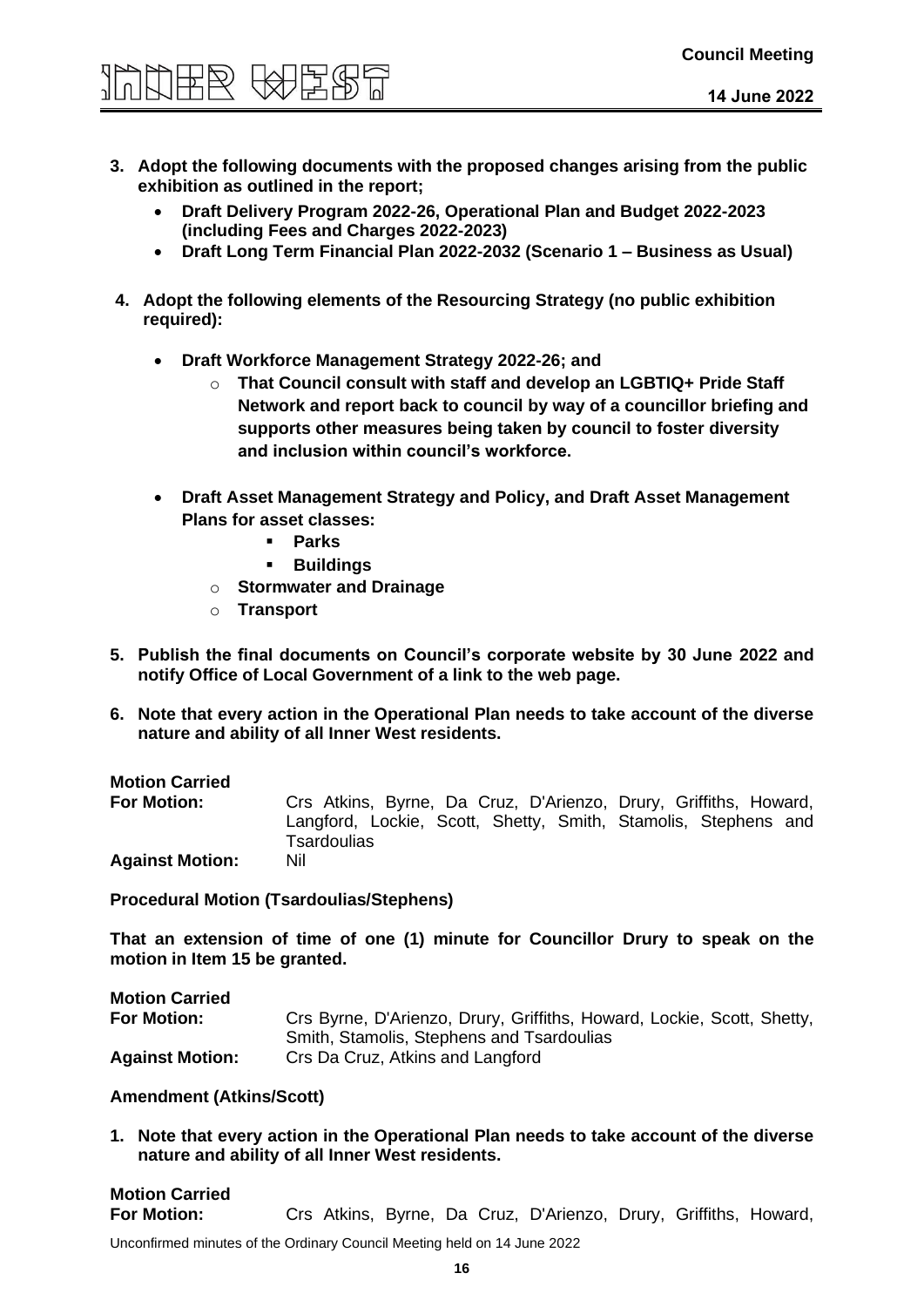3. **Adopt the following documents with the proposed changes arising from the public exhibition as outlined in the report;**
    - **Draft Delivery Program 2022-26, Operational Plan and Budget 2022-2023 (including Fees and Charges 2022-2023)**
    - **Draft Long Term Financial Plan 2022-2032 (Scenario 1 – Business as Usual)**

4. **Adopt the following elements of the Resourcing Strategy (no public exhibition required):**
    - **Draft Workforce Management Strategy 2022-26; and**
        - **That Council consult with staff and develop an LGBTIQ+ Pride Staff Network and report back to council by way of a councillor briefing and supports other measures being taken by council to foster diversity and inclusion within council's workforce.**
    - **Draft Asset Management Strategy and Policy, and Draft Asset Management Plans for asset classes:**
            - **Parks**
            - **Buildings**
        - **Stormwater and Drainage**
        - **Transport**

5. **Publish the final documents on Council's corporate website by 30 June 2022 and notify Office of Local Government of a link to the web page.**

6. **Note that every action in the Operational Plan needs to take account of the diverse nature and ability of all Inner West residents.**

**Motion Carried**

| | |
|---|---|
| **For Motion:** | Crs Atkins, Byrne, Da Cruz, D'Arienzo, Drury, Griffiths, Howard, Langford, Lockie, Scott, Shetty, Smith, Stamolis, Stephens and Tsardoulias |
| **Against Motion:** | Nil |

**Procedural Motion (Tsardoulias/Stephens)**

**That an extension of time of one (1) minute for Councillor Drury to speak on the motion in Item 15 be granted.**

**Motion Carried**

| | |
|---|---|
| **For Motion:** | Crs Byrne, D'Arienzo, Drury, Griffiths, Howard, Lockie, Scott, Shetty, Smith, Stamolis, Stephens and Tsardoulias |
| **Against Motion:** | Crs Da Cruz, Atkins and Langford |

**Amendment (Atkins/Scott)**

1. **Note that every action in the Operational Plan needs to take account of the diverse nature and ability of all Inner West residents.**

**Motion Carried**

**For Motion:** Crs Atkins, Byrne, Da Cruz, D'Arienzo, Drury, Griffiths, Howard,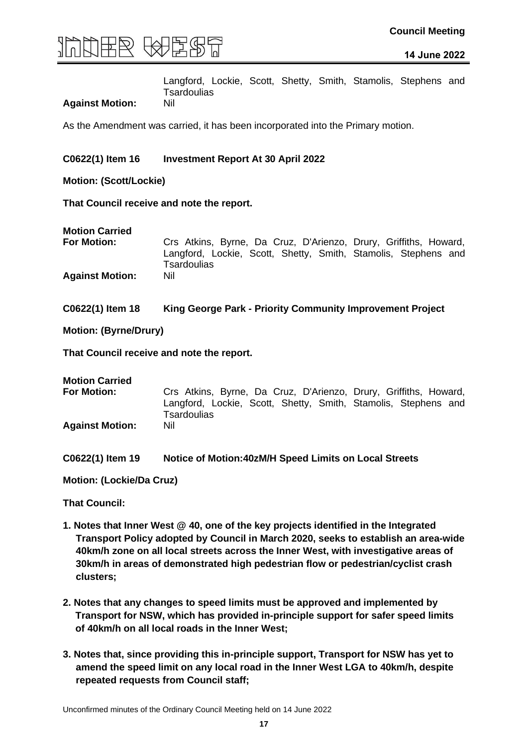| | |
|---|---|
| | Langford, Lockie, Scott, Shetty, Smith, Stamolis, Stephens and Tsardoulias |
| **Against Motion:** | Nil |

As the Amendment was carried, it has been incorporated into the Primary motion.

**C0622(1) Item 16 Investment Report At 30 April 2022**

**Motion: (Scott/Lockie)**

**That Council receive and note the report.**

**Motion Carried**

| | |
|---|---|
| **For Motion:** | Crs Atkins, Byrne, Da Cruz, D'Arienzo, Drury, Griffiths, Howard, Langford, Lockie, Scott, Shetty, Smith, Stamolis, Stephens and Tsardoulias |
| **Against Motion:** | Nil |

**C0622(1) Item 18 King George Park - Priority Community Improvement Project**

**Motion: (Byrne/Drury)**

**That Council receive and note the report.**

**Motion Carried**

| | |
|---|---|
| **For Motion:** | Crs Atkins, Byrne, Da Cruz, D'Arienzo, Drury, Griffiths, Howard, Langford, Lockie, Scott, Shetty, Smith, Stamolis, Stephens and Tsardoulias |
| **Against Motion:** | Nil |

**C0622(1) Item 19 Notice of Motion:40zM/H Speed Limits on Local Streets**

**Motion: (Lockie/Da Cruz)**

**That Council:**

1. **Notes that Inner West @ 40, one of the key projects identified in the Integrated Transport Policy adopted by Council in March 2020, seeks to establish an area-wide 40km/h zone on all local streets across the Inner West, with investigative areas of 30km/h in areas of demonstrated high pedestrian flow or pedestrian/cyclist crash clusters;**

2. **Notes that any changes to speed limits must be approved and implemented by Transport for NSW, which has provided in-principle support for safer speed limits of 40km/h on all local roads in the Inner West;**

3. **Notes that, since providing this in-principle support, Transport for NSW has yet to amend the speed limit on any local road in the Inner West LGA to 40km/h, despite repeated requests from Council staff;**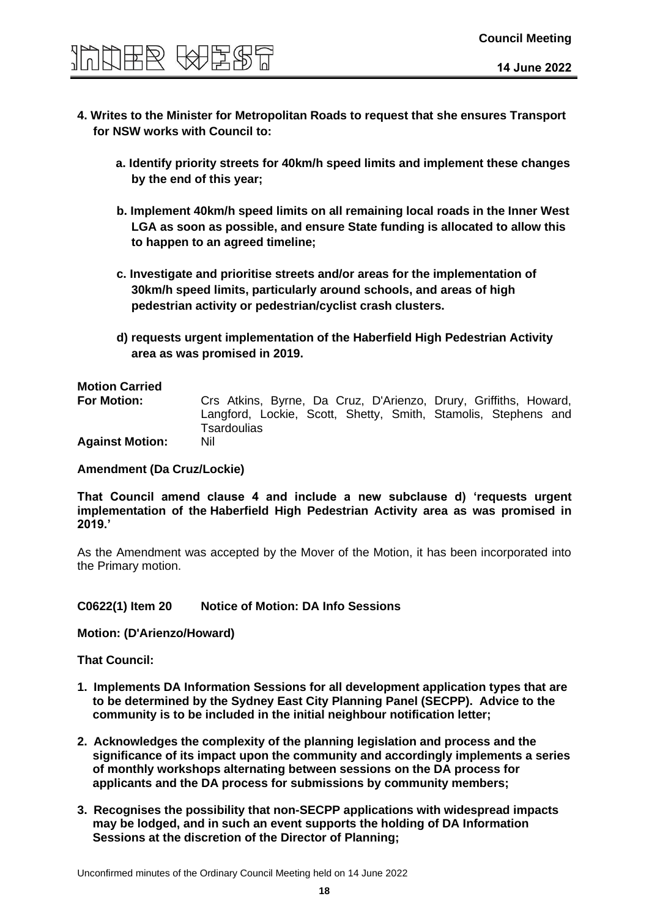**4. Writes to the Minister for Metropolitan Roads to request that she ensures Transport for NSW works with Council to:**

**a. Identify priority streets for 40km/h speed limits and implement these changes by the end of this year;**

**b. Implement 40km/h speed limits on all remaining local roads in the Inner West LGA as soon as possible, and ensure State funding is allocated to allow this to happen to an agreed timeline;**

**c. Investigate and prioritise streets and/or areas for the implementation of 30km/h speed limits, particularly around schools, and areas of high pedestrian activity or pedestrian/cyclist crash clusters.**

**d) requests urgent implementation of the Haberfield High Pedestrian Activity area as was promised in 2019.**

**Motion Carried**

**For Motion:** Crs Atkins, Byrne, Da Cruz, D'Arienzo, Drury, Griffiths, Howard, Langford, Lockie, Scott, Shetty, Smith, Stamolis, Stephens and Tsardoulias

**Against Motion:** Nil

**Amendment (Da Cruz/Lockie)**

**That Council amend clause 4 and include a new subclause d) 'requests urgent implementation of the Haberfield High Pedestrian Activity area as was promised in 2019.'**

As the Amendment was accepted by the Mover of the Motion, it has been incorporated into the Primary motion.

**C0622(1) Item 20 Notice of Motion: DA Info Sessions**

**Motion: (D'Arienzo/Howard)**

**That Council:**

**1. Implements DA Information Sessions for all development application types that are to be determined by the Sydney East City Planning Panel (SECPP). Advice to the community is to be included in the initial neighbour notification letter;**

**2. Acknowledges the complexity of the planning legislation and process and the significance of its impact upon the community and accordingly implements a series of monthly workshops alternating between sessions on the DA process for applicants and the DA process for submissions by community members;**

**3. Recognises the possibility that non-SECPP applications with widespread impacts may be lodged, and in such an event supports the holding of DA Information Sessions at the discretion of the Director of Planning;**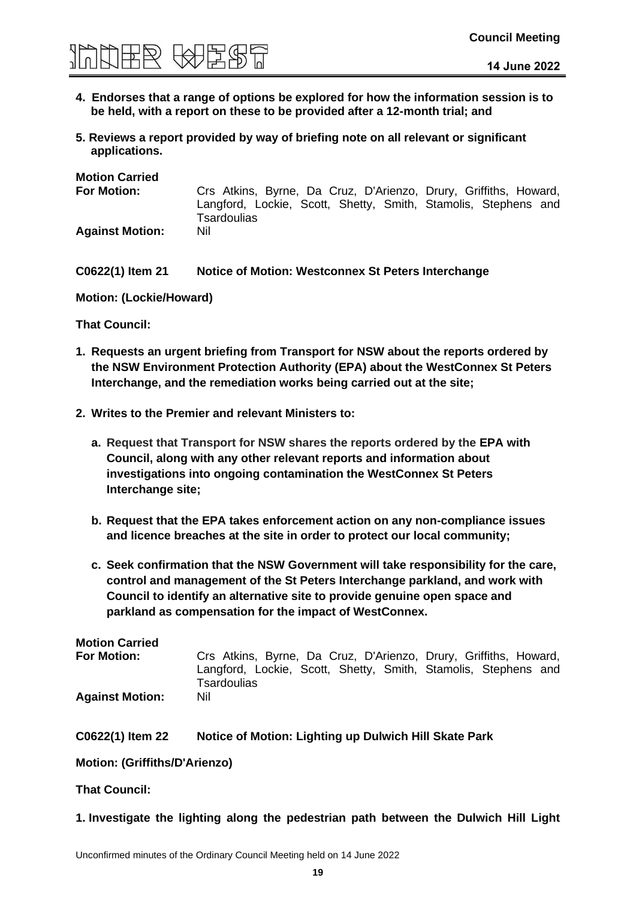**4. Endorses that a range of options be explored for how the information session is to be held, with a report on these to be provided after a 12-month trial; and**

**5. Reviews a report provided by way of briefing note on all relevant or significant applications.**

**Motion Carried**

**For Motion:** Crs Atkins, Byrne, Da Cruz, D'Arienzo, Drury, Griffiths, Howard, Langford, Lockie, Scott, Shetty, Smith, Stamolis, Stephens and Tsardoulias

**Against Motion:** Nil

**C0622(1) Item 21 Notice of Motion: Westconnex St Peters Interchange**

**Motion: (Lockie/Howard)**

**That Council:**

**1. Requests an urgent briefing from Transport for NSW about the reports ordered by the NSW Environment Protection Authority (EPA) about the WestConnex St Peters Interchange, and the remediation works being carried out at the site;**

**2. Writes to the Premier and relevant Ministers to:**

   **a. Request that Transport for NSW shares the reports ordered by the EPA with Council, along with any other relevant reports and information about investigations into ongoing contamination the WestConnex St Peters Interchange site;**

   **b. Request that the EPA takes enforcement action on any non-compliance issues and licence breaches at the site in order to protect our local community;**

   **c. Seek confirmation that the NSW Government will take responsibility for the care, control and management of the St Peters Interchange parkland, and work with Council to identify an alternative site to provide genuine open space and parkland as compensation for the impact of WestConnex.**

**Motion Carried**

**For Motion:** Crs Atkins, Byrne, Da Cruz, D'Arienzo, Drury, Griffiths, Howard, Langford, Lockie, Scott, Shetty, Smith, Stamolis, Stephens and Tsardoulias

**Against Motion:** Nil

**C0622(1) Item 22 Notice of Motion: Lighting up Dulwich Hill Skate Park**

**Motion: (Griffiths/D'Arienzo)**

**That Council:**

**1. Investigate the lighting along the pedestrian path between the Dulwich Hill Light**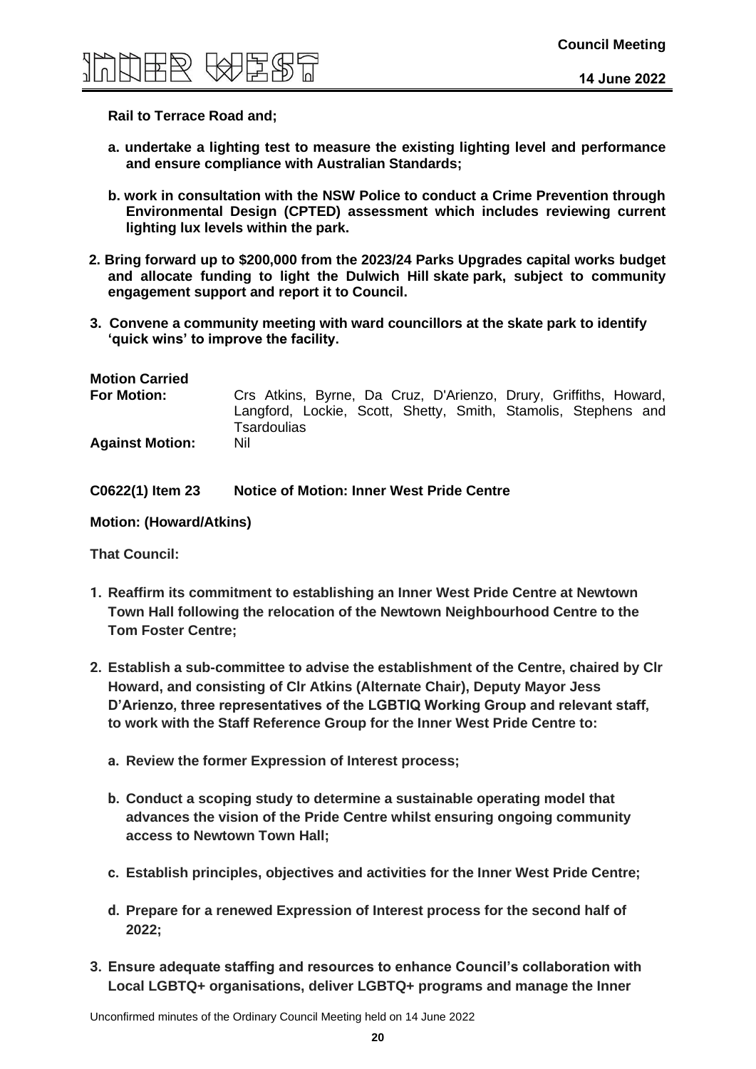**Rail to Terrace Road and;**

**a. undertake a lighting test to measure the existing lighting level and performance and ensure compliance with Australian Standards;**

**b. work in consultation with the NSW Police to conduct a Crime Prevention through Environmental Design (CPTED) assessment which includes reviewing current lighting lux levels within the park.**

**2. Bring forward up to $200,000 from the 2023/24 Parks Upgrades capital works budget and allocate funding to light the Dulwich Hill skate park, subject to community engagement support and report it to Council.**

**3. Convene a community meeting with ward councillors at the skate park to identify 'quick wins' to improve the facility.**

**Motion Carried**

**For Motion:** Crs Atkins, Byrne, Da Cruz, D'Arienzo, Drury, Griffiths, Howard, Langford, Lockie, Scott, Shetty, Smith, Stamolis, Stephens and Tsardoulias

**Against Motion:** Nil

**C0622(1) Item 23 Notice of Motion: Inner West Pride Centre**

**Motion: (Howard/Atkins)**

**That Council:**

1. **Reaffirm its commitment to establishing an Inner West Pride Centre at Newtown Town Hall following the relocation of the Newtown Neighbourhood Centre to the Tom Foster Centre;**

2. **Establish a sub-committee to advise the establishment of the Centre, chaired by Clr Howard, and consisting of Clr Atkins (Alternate Chair), Deputy Mayor Jess D'Arienzo, three representatives of the LGBTIQ Working Group and relevant staff, to work with the Staff Reference Group for the Inner West Pride Centre to:**

   a. **Review the former Expression of Interest process;**

   b. **Conduct a scoping study to determine a sustainable operating model that advances the vision of the Pride Centre whilst ensuring ongoing community access to Newtown Town Hall;**

   c. **Establish principles, objectives and activities for the Inner West Pride Centre;**

   d. **Prepare for a renewed Expression of Interest process for the second half of 2022;**

3. **Ensure adequate staffing and resources to enhance Council's collaboration with Local LGBTQ+ organisations, deliver LGBTQ+ programs and manage the Inner**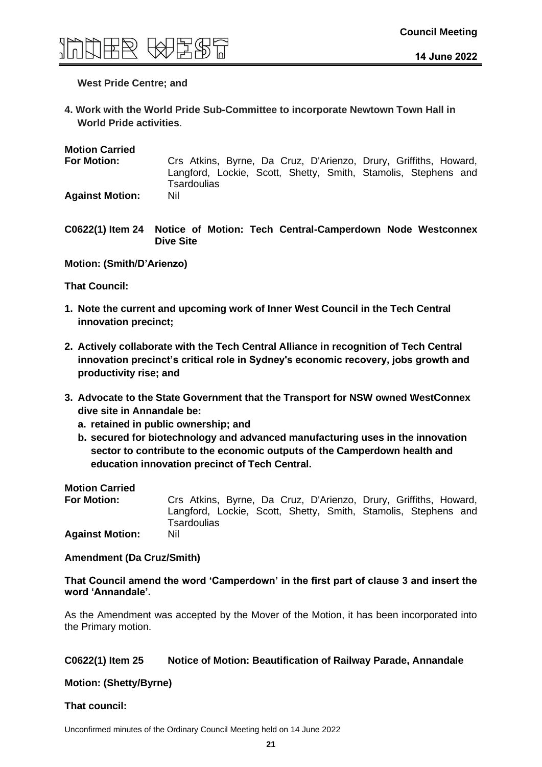**West Pride Centre; and**

**4. Work with the World Pride Sub-Committee to incorporate Newtown Town Hall in World Pride activities**.

**Motion Carried**

| | |
|---|---|
| **For Motion:** | Crs Atkins, Byrne, Da Cruz, D'Arienzo, Drury, Griffiths, Howard, Langford, Lockie, Scott, Shetty, Smith, Stamolis, Stephens and Tsardoulias |
| **Against Motion:** | Nil |

**C0622(1) Item 24 Notice of Motion: Tech Central-Camperdown Node Westconnex Dive Site**

**Motion: (Smith/D'Arienzo)**

**That Council:**

1. **Note the current and upcoming work of Inner West Council in the Tech Central innovation precinct;**
2. **Actively collaborate with the Tech Central Alliance in recognition of Tech Central innovation precinct's critical role in Sydney's economic recovery, jobs growth and productivity rise; and**
3. **Advocate to the State Government that the Transport for NSW owned WestConnex dive site in Annandale be:**
   a. **retained in public ownership; and**
   b. **secured for biotechnology and advanced manufacturing uses in the innovation sector to contribute to the economic outputs of the Camperdown health and education innovation precinct of Tech Central.**

**Motion Carried**

| | |
|---|---|
| **For Motion:** | Crs Atkins, Byrne, Da Cruz, D'Arienzo, Drury, Griffiths, Howard, Langford, Lockie, Scott, Shetty, Smith, Stamolis, Stephens and Tsardoulias |
| **Against Motion:** | Nil |

**Amendment (Da Cruz/Smith)**

**That Council amend the word 'Camperdown' in the first part of clause 3 and insert the word 'Annandale'.**

As the Amendment was accepted by the Mover of the Motion, it has been incorporated into the Primary motion.

**C0622(1) Item 25 Notice of Motion: Beautification of Railway Parade, Annandale**

**Motion: (Shetty/Byrne)**

**That council:**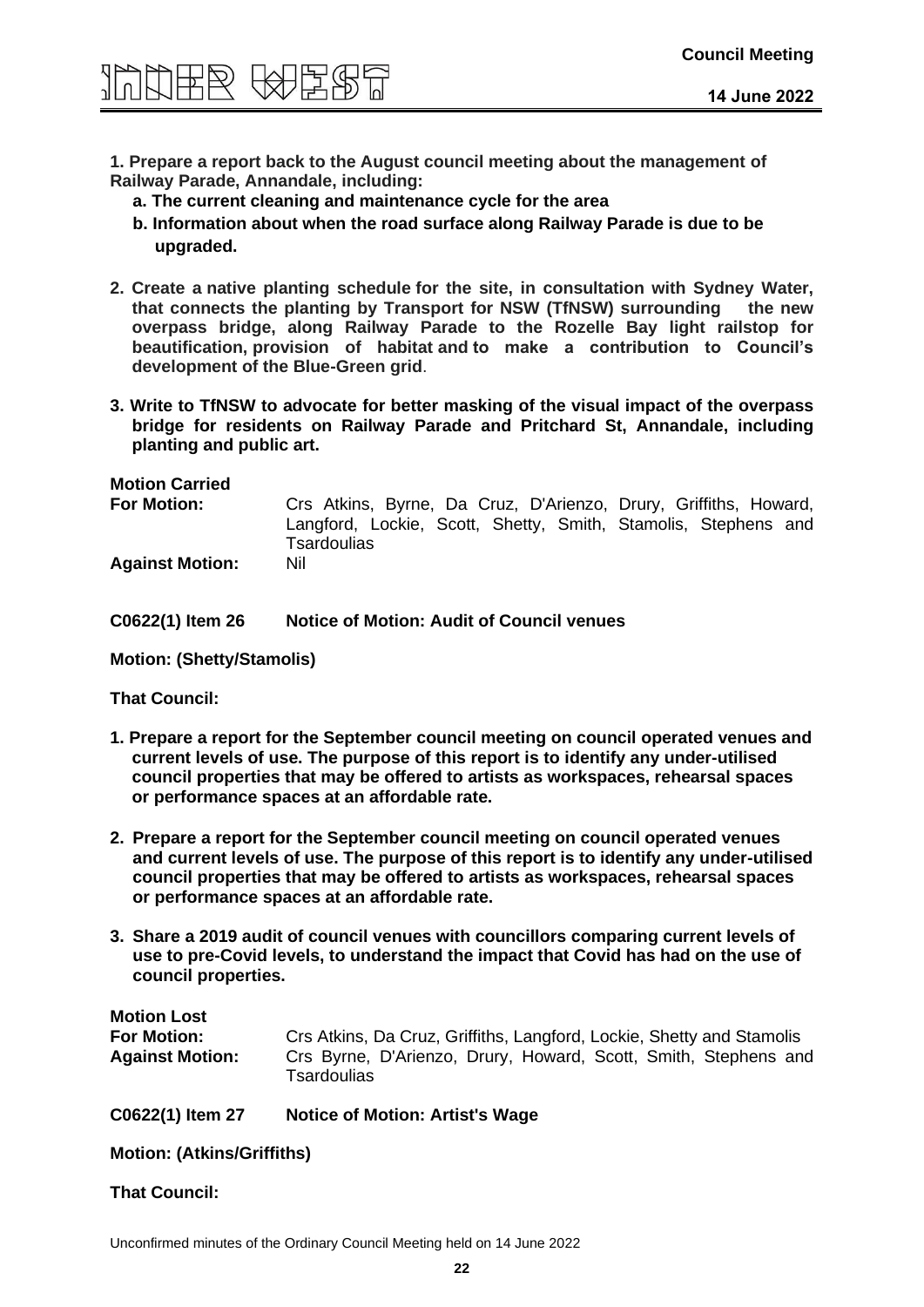**1. Prepare a report back to the August council meeting about the management of Railway Parade, Annandale, including:**

   **a. The current cleaning and maintenance cycle for the area**

   **b. Information about when the road surface along Railway Parade is due to be upgraded.**

**2. Create a native planting schedule for the site, in consultation with Sydney Water, that connects the planting by Transport for NSW (TfNSW) surrounding the new overpass bridge, along Railway Parade to the Rozelle Bay light railstop for beautification, provision of habitat and to make a contribution to Council's development of the Blue-Green grid**.

**3. Write to TfNSW to advocate for better masking of the visual impact of the overpass bridge for residents on Railway Parade and Pritchard St, Annandale, including planting and public art.**

**Motion Carried**

| | |
|---|---|
| **For Motion:** | Crs Atkins, Byrne, Da Cruz, D'Arienzo, Drury, Griffiths, Howard, Langford, Lockie, Scott, Shetty, Smith, Stamolis, Stephens and Tsardoulias |
| **Against Motion:** | Nil |

**C0622(1) Item 26 Notice of Motion: Audit of Council venues**

**Motion: (Shetty/Stamolis)**

**That Council:**

**1. Prepare a report for the September council meeting on council operated venues and current levels of use. The purpose of this report is to identify any under-utilised council properties that may be offered to artists as workspaces, rehearsal spaces or performance spaces at an affordable rate.**

**2. Prepare a report for the September council meeting on council operated venues and current levels of use. The purpose of this report is to identify any under-utilised council properties that may be offered to artists as workspaces, rehearsal spaces or performance spaces at an affordable rate.**

**3. Share a 2019 audit of council venues with councillors comparing current levels of use to pre-Covid levels, to understand the impact that Covid has had on the use of council properties.**

**Motion Lost**

| | |
|---|---|
| **For Motion:** | Crs Atkins, Da Cruz, Griffiths, Langford, Lockie, Shetty and Stamolis |
| **Against Motion:** | Crs Byrne, D'Arienzo, Drury, Howard, Scott, Smith, Stephens and Tsardoulias |

**C0622(1) Item 27 Notice of Motion: Artist's Wage**

**Motion: (Atkins/Griffiths)**

**That Council:**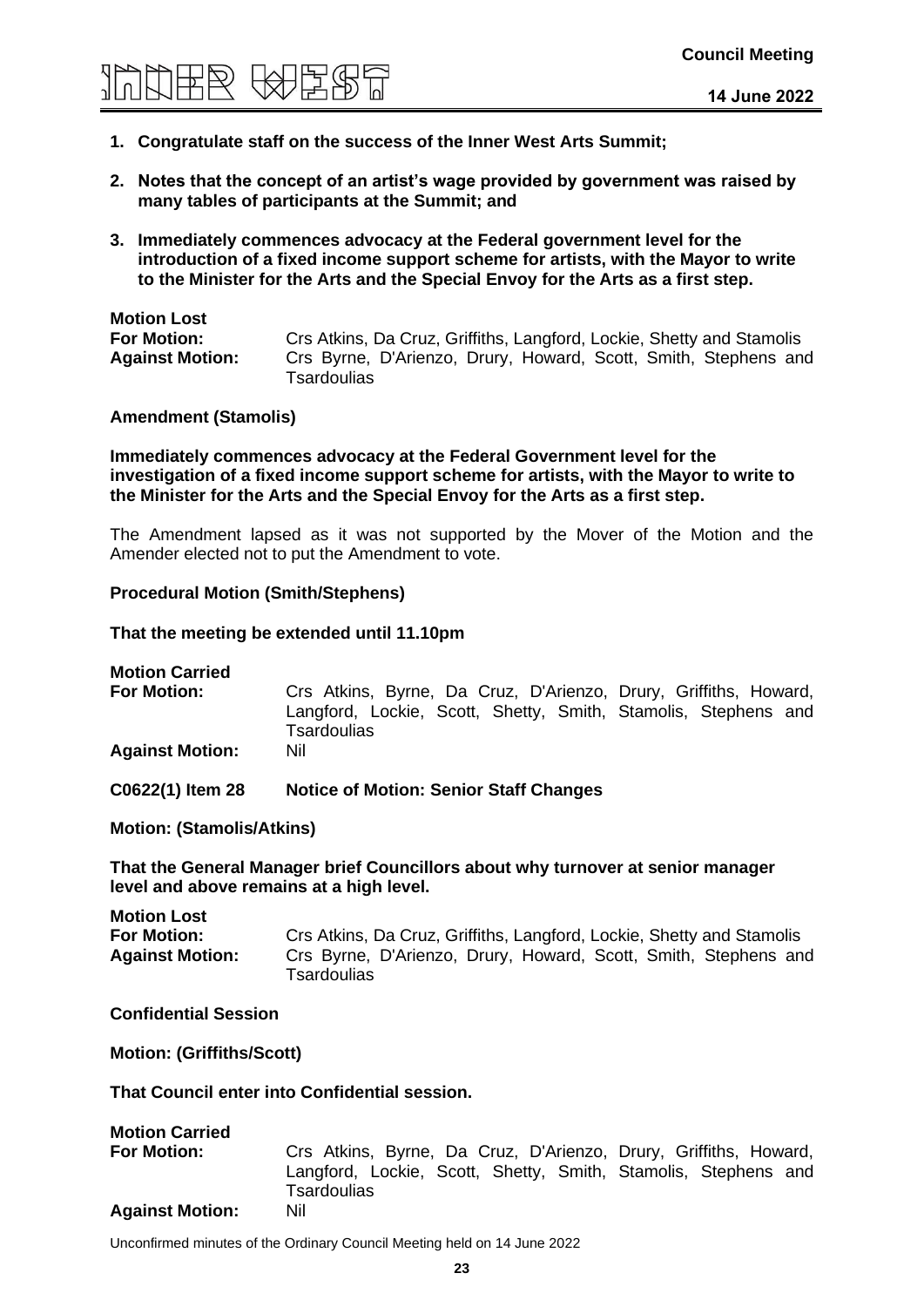1. **Congratulate staff on the success of the Inner West Arts Summit;**

2. **Notes that the concept of an artist's wage provided by government was raised by many tables of participants at the Summit; and**

3. **Immediately commences advocacy at the Federal government level for the introduction of a fixed income support scheme for artists, with the Mayor to write to the Minister for the Arts and the Special Envoy for the Arts as a first step.**

**Motion Lost**

| | |
|---|---|
| **For Motion:** | Crs Atkins, Da Cruz, Griffiths, Langford, Lockie, Shetty and Stamolis |
| **Against Motion:** | Crs Byrne, D'Arienzo, Drury, Howard, Scott, Smith, Stephens and Tsardoulias |

**Amendment (Stamolis)**

**Immediately commences advocacy at the Federal Government level for the investigation of a fixed income support scheme for artists, with the Mayor to write to the Minister for the Arts and the Special Envoy for the Arts as a first step.**

The Amendment lapsed as it was not supported by the Mover of the Motion and the Amender elected not to put the Amendment to vote.

**Procedural Motion (Smith/Stephens)**

**That the meeting be extended until 11.10pm**

**Motion Carried**

| | |
|---|---|
| **For Motion:** | Crs Atkins, Byrne, Da Cruz, D'Arienzo, Drury, Griffiths, Howard, Langford, Lockie, Scott, Shetty, Smith, Stamolis, Stephens and Tsardoulias |
| **Against Motion:** | Nil |

**C0622(1) Item 28 Notice of Motion: Senior Staff Changes**

**Motion: (Stamolis/Atkins)**

**That the General Manager brief Councillors about why turnover at senior manager level and above remains at a high level.**

**Motion Lost**

| | |
|---|---|
| **For Motion:** | Crs Atkins, Da Cruz, Griffiths, Langford, Lockie, Shetty and Stamolis |
| **Against Motion:** | Crs Byrne, D'Arienzo, Drury, Howard, Scott, Smith, Stephens and Tsardoulias |

**Confidential Session**

**Motion: (Griffiths/Scott)**

**That Council enter into Confidential session.**

**Motion Carried**

| | |
|---|---|
| **For Motion:** | Crs Atkins, Byrne, Da Cruz, D'Arienzo, Drury, Griffiths, Howard, Langford, Lockie, Scott, Shetty, Smith, Stamolis, Stephens and Tsardoulias |
| **Against Motion:** | Nil |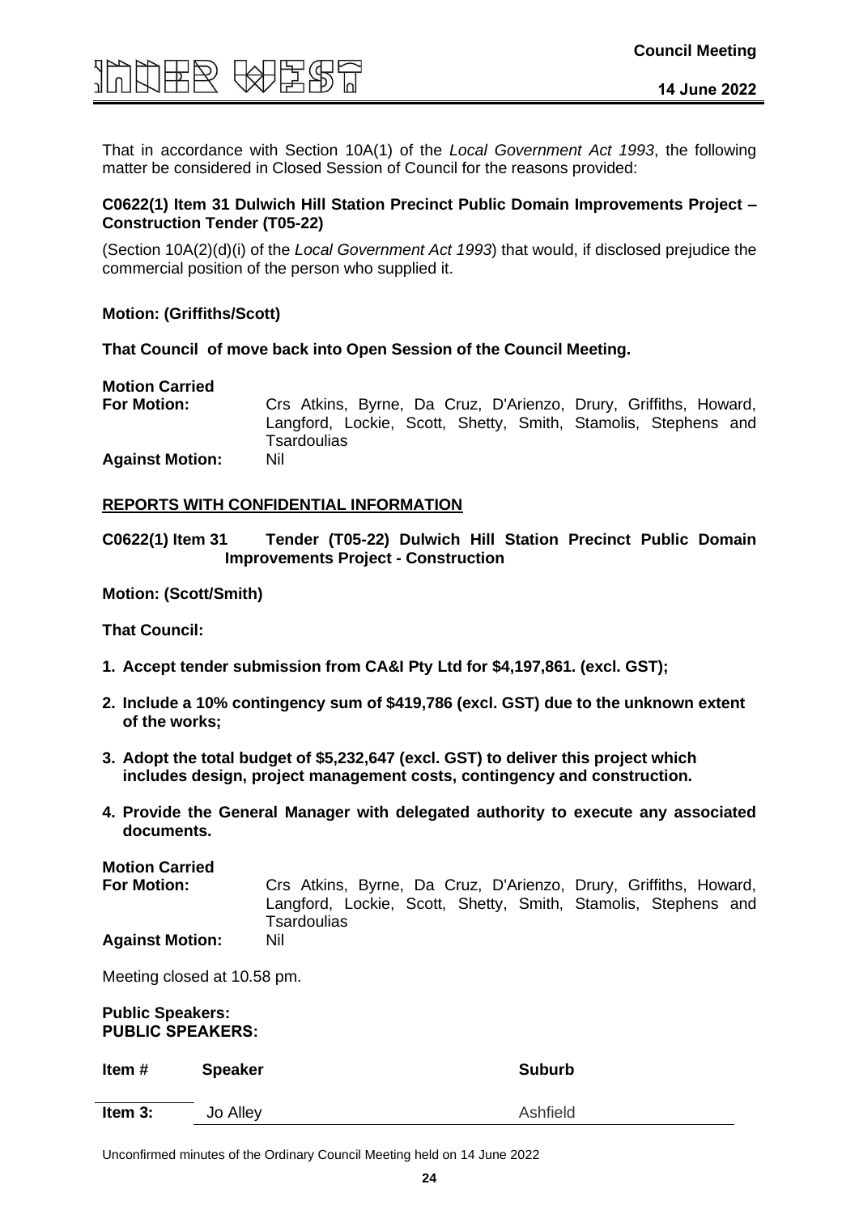That in accordance with Section 10A(1) of the *Local Government Act 1993*, the following matter be considered in Closed Session of Council for the reasons provided:

**C0622(1) Item 31 Dulwich Hill Station Precinct Public Domain Improvements Project – Construction Tender (T05-22)**

(Section 10A(2)(d)(i) of the *Local Government Act 1993*) that would, if disclosed prejudice the commercial position of the person who supplied it.

**Motion: (Griffiths/Scott)**

**That Council of move back into Open Session of the Council Meeting.**

**Motion Carried**
**For Motion:** Crs Atkins, Byrne, Da Cruz, D'Arienzo, Drury, Griffiths, Howard, Langford, Lockie, Scott, Shetty, Smith, Stamolis, Stephens and Tsardoulias
**Against Motion:** Nil

**REPORTS WITH CONFIDENTIAL INFORMATION**

**C0622(1) Item 31 Tender (T05-22) Dulwich Hill Station Precinct Public Domain Improvements Project - Construction**

**Motion: (Scott/Smith)**

**That Council:**

1. **Accept tender submission from CA&I Pty Ltd for $4,197,861. (excl. GST);**
2. **Include a 10% contingency sum of $419,786 (excl. GST) due to the unknown extent of the works;**
3. **Adopt the total budget of $5,232,647 (excl. GST) to deliver this project which includes design, project management costs, contingency and construction.**
4. **Provide the General Manager with delegated authority to execute any associated documents.**

**Motion Carried**
**For Motion:** Crs Atkins, Byrne, Da Cruz, D'Arienzo, Drury, Griffiths, Howard, Langford, Lockie, Scott, Shetty, Smith, Stamolis, Stephens and Tsardoulias
**Against Motion:** Nil

Meeting closed at 10.58 pm.

**Public Speakers:**
**PUBLIC SPEAKERS:**

| Item # | Speaker | Suburb |
|---|---|---|
| **Item 3:** | Jo Alley | Ashfield |

Unconfirmed minutes of the Ordinary Council Meeting held on 14 June 2022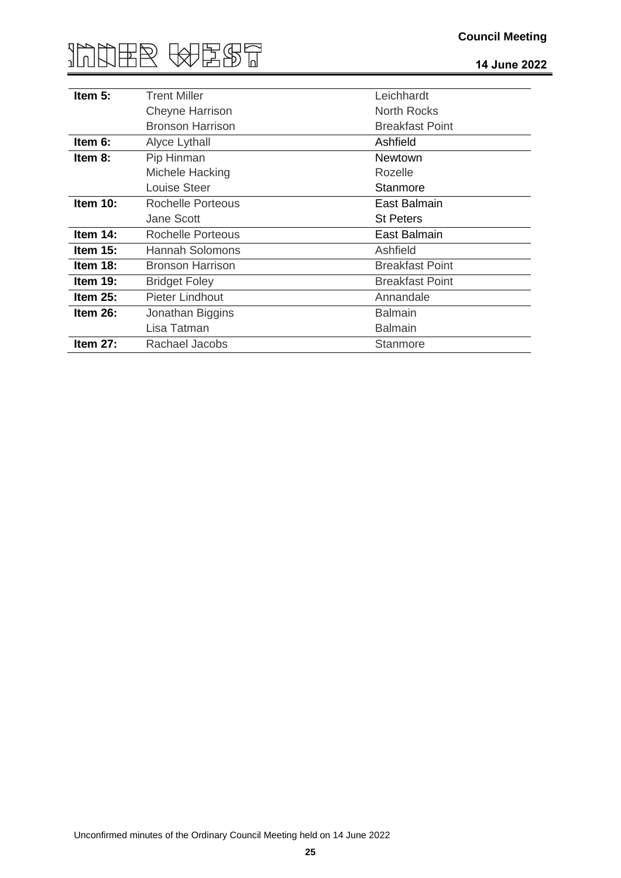| | | |
|---|---|---|
| **Item 5:** | Trent Miller | Leichhardt |
| | Cheyne Harrison | North Rocks |
| | Bronson Harrison | Breakfast Point |
| **Item 6:** | Alyce Lythall | Ashfield |
| **Item 8:** | Pip Hinman | Newtown |
| | Michele Hacking | Rozelle |
| | Louise Steer | Stanmore |
| **Item 10:** | Rochelle Porteous | East Balmain |
| | Jane Scott | St Peters |
| **Item 14:** | Rochelle Porteous | East Balmain |
| **Item 15:** | Hannah Solomons | Ashfield |
| **Item 18:** | Bronson Harrison | Breakfast Point |
| **Item 19:** | Bridget Foley | Breakfast Point |
| **Item 25:** | Pieter Lindhout | Annandale |
| **Item 26:** | Jonathan Biggins | Balmain |
| | Lisa Tatman | Balmain |
| **Item 27:** | Rachael Jacobs | Stanmore |